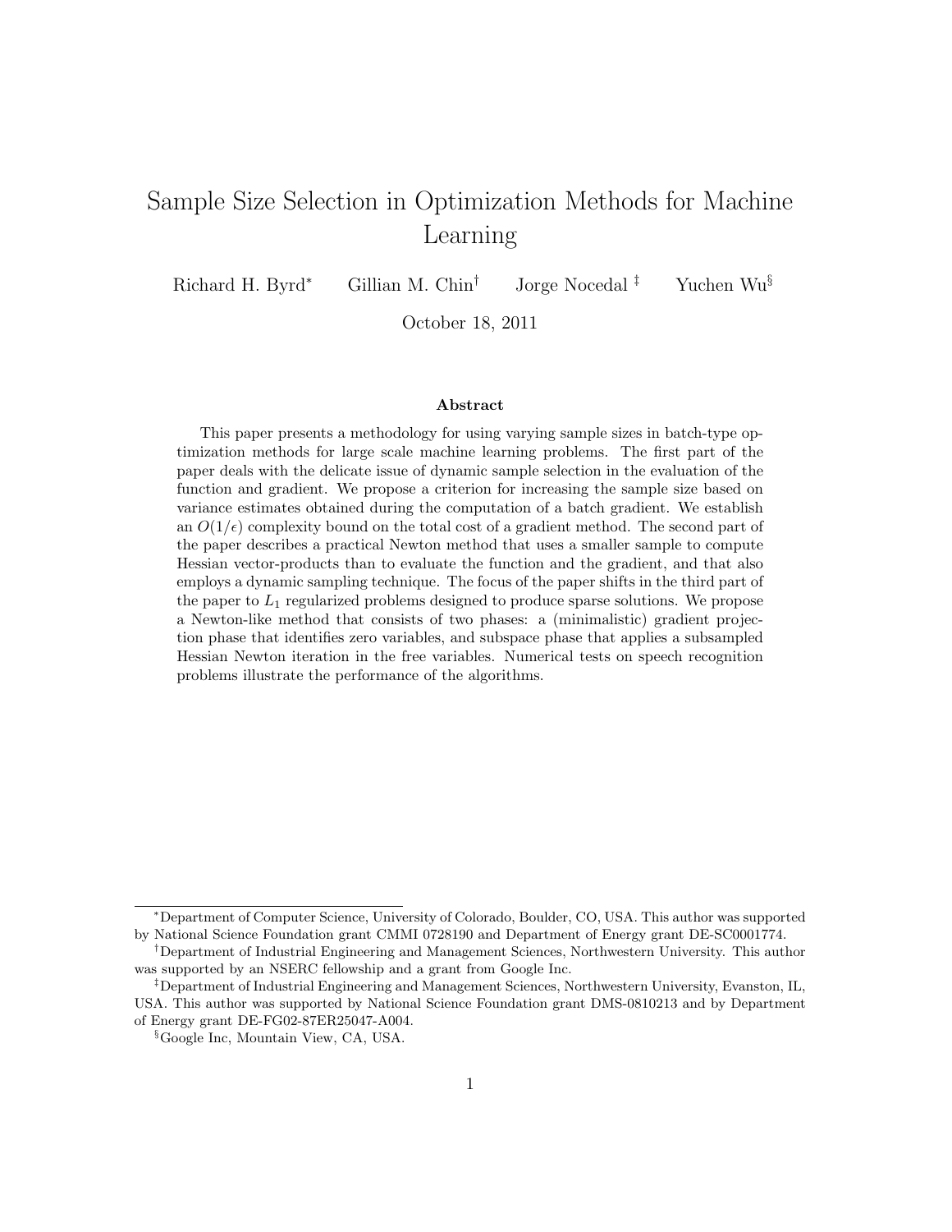# Sample Size Selection in Optimization Methods for Machine Learning

Richard H. Byrd[*] Gillian M. Chin[†] Jorge Nocedal[‡] Yuchen Wu[§]

October 18, 2011

### Abstract

This paper presents a methodology for using varying sample sizes in batch-type optimization methods for large scale machine learning problems. The first part of the paper deals with the delicate issue of dynamic sample selection in the evaluation of the function and gradient. We propose a criterion for increasing the sample size based on variance estimates obtained during the computation of a batch gradient. We establish an $O(1/\epsilon)$ complexity bound on the total cost of a gradient method. The second part of the paper describes a practical Newton method that uses a smaller sample to compute Hessian vector-products than to evaluate the function and the gradient, and that also employs a dynamic sampling technique. The focus of the paper shifts in the third part of the paper to $L_1$ regularized problems designed to produce sparse solutions. We propose a Newton-like method that consists of two phases: a (minimalistic) gradient projection phase that identifies zero variables, and subspace phase that applies a subsampled Hessian Newton iteration in the free variables. Numerical tests on speech recognition problems illustrate the performance of the algorithms.

[*]Department of Computer Science, University of Colorado, Boulder, CO, USA. This author was supported by National Science Foundation grant CMMI 0728190 and Department of Energy grant DE-SC0001774.

[†]Department of Industrial Engineering and Management Sciences, Northwestern University. This author was supported by an NSERC fellowship and a grant from Google Inc.

[‡]Department of Industrial Engineering and Management Sciences, Northwestern University, Evanston, IL, USA. This author was supported by National Science Foundation grant DMS-0810213 and by Department of Energy grant DE-FG02-87ER25047-A004.

[§]Google Inc, Mountain View, CA, USA.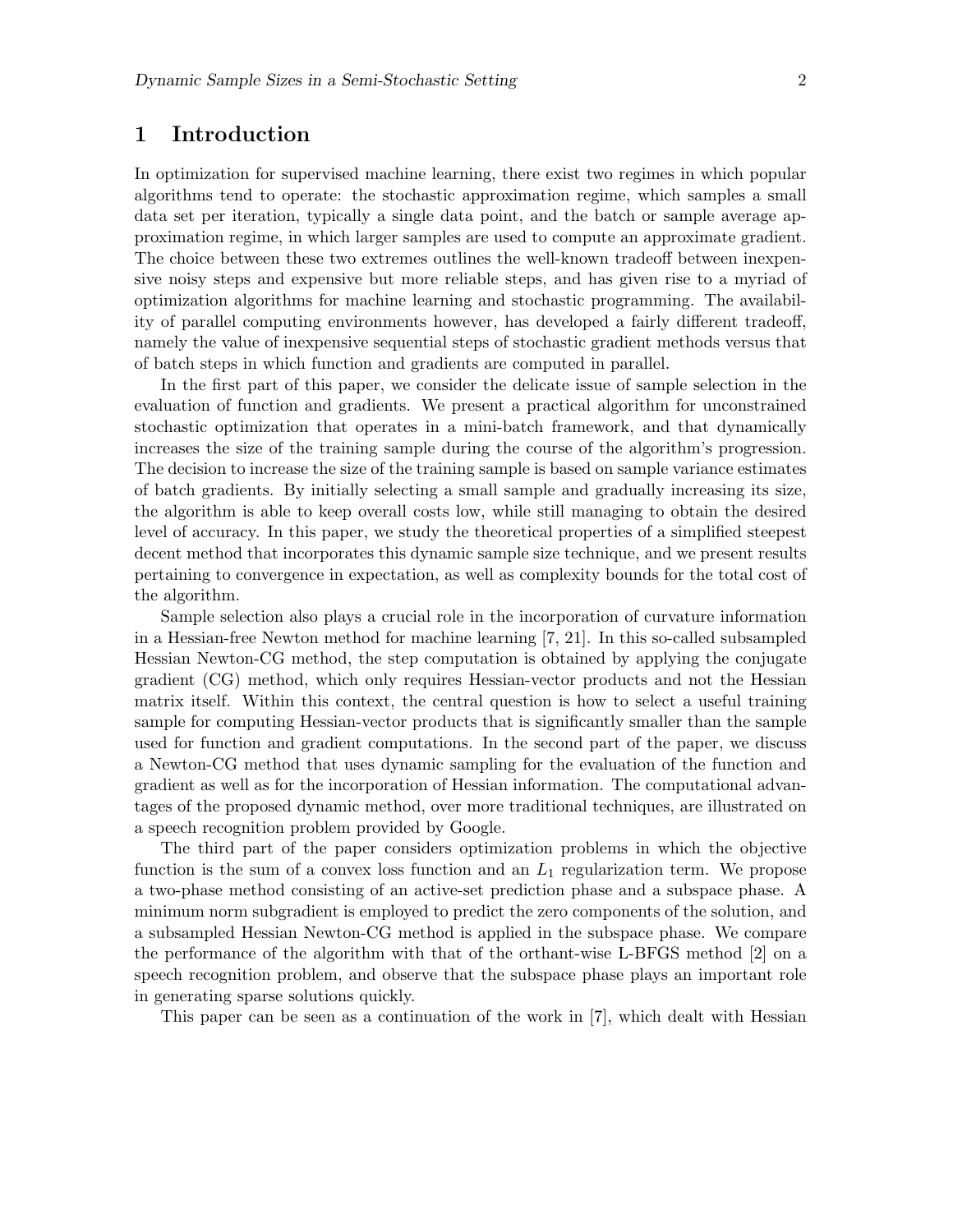# 1 Introduction

In optimization for supervised machine learning, there exist two regimes in which popular algorithms tend to operate: the stochastic approximation regime, which samples a small data set per iteration, typically a single data point, and the batch or sample average approximation regime, in which larger samples are used to compute an approximate gradient. The choice between these two extremes outlines the well-known tradeoff between inexpensive noisy steps and expensive but more reliable steps, and has given rise to a myriad of optimization algorithms for machine learning and stochastic programming. The availability of parallel computing environments however, has developed a fairly different tradeoff, namely the value of inexpensive sequential steps of stochastic gradient methods versus that of batch steps in which function and gradients are computed in parallel.

In the first part of this paper, we consider the delicate issue of sample selection in the evaluation of function and gradients. We present a practical algorithm for unconstrained stochastic optimization that operates in a mini-batch framework, and that dynamically increases the size of the training sample during the course of the algorithm's progression. The decision to increase the size of the training sample is based on sample variance estimates of batch gradients. By initially selecting a small sample and gradually increasing its size, the algorithm is able to keep overall costs low, while still managing to obtain the desired level of accuracy. In this paper, we study the theoretical properties of a simplified steepest decent method that incorporates this dynamic sample size technique, and we present results pertaining to convergence in expectation, as well as complexity bounds for the total cost of the algorithm.

Sample selection also plays a crucial role in the incorporation of curvature information in a Hessian-free Newton method for machine learning [7, 21]. In this so-called subsampled Hessian Newton-CG method, the step computation is obtained by applying the conjugate gradient (CG) method, which only requires Hessian-vector products and not the Hessian matrix itself. Within this context, the central question is how to select a useful training sample for computing Hessian-vector products that is significantly smaller than the sample used for function and gradient computations. In the second part of the paper, we discuss a Newton-CG method that uses dynamic sampling for the evaluation of the function and gradient as well as for the incorporation of Hessian information. The computational advantages of the proposed dynamic method, over more traditional techniques, are illustrated on a speech recognition problem provided by Google.

The third part of the paper considers optimization problems in which the objective function is the sum of a convex loss function and an $L_1$ regularization term. We propose a two-phase method consisting of an active-set prediction phase and a subspace phase. A minimum norm subgradient is employed to predict the zero components of the solution, and a subsampled Hessian Newton-CG method is applied in the subspace phase. We compare the performance of the algorithm with that of the orthant-wise L-BFGS method [2] on a speech recognition problem, and observe that the subspace phase plays an important role in generating sparse solutions quickly.

This paper can be seen as a continuation of the work in [7], which dealt with Hessian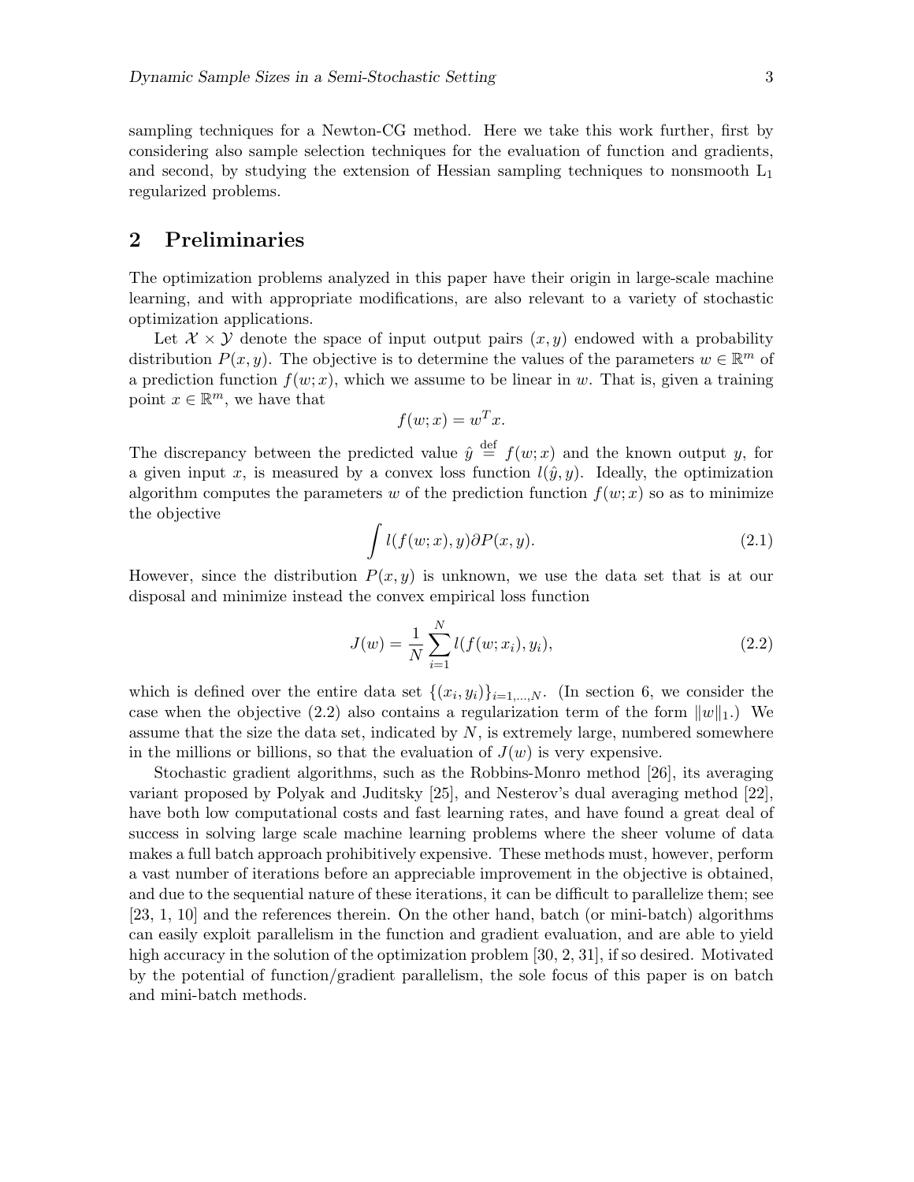sampling techniques for a Newton-CG method. Here we take this work further, first by considering also sample selection techniques for the evaluation of function and gradients, and second, by studying the extension of Hessian sampling techniques to nonsmooth $L_1$ regularized problems.

## 2 Preliminaries

The optimization problems analyzed in this paper have their origin in large-scale machine learning, and with appropriate modifications, are also relevant to a variety of stochastic optimization applications.

Let $\mathcal{X} \times \mathcal{Y}$ denote the space of input output pairs $(x, y)$ endowed with a probability distribution $P(x, y)$. The objective is to determine the values of the parameters $w \in \mathbb{R}^m$ of a prediction function $f(w; x)$, which we assume to be linear in $w$. That is, given a training point $x \in \mathbb{R}^m$, we have that

$$f(w; x) = w^T x.$$

The discrepancy between the predicted value $\hat{y} \stackrel{\text{def}}{=} f(w; x)$ and the known output $y$, for a given input $x$, is measured by a convex loss function $l(\hat{y}, y)$. Ideally, the optimization algorithm computes the parameters $w$ of the prediction function $f(w; x)$ so as to minimize the objective

$$\int l(f(w; x), y) \partial P(x, y). \tag{2.1}$$

However, since the distribution $P(x, y)$ is unknown, we use the data set that is at our disposal and minimize instead the convex empirical loss function

$$J(w) = \frac{1}{N} \sum_{i=1}^{N} l(f(w; x_i), y_i), \tag{2.2}$$

which is defined over the entire data set $\{(x_i, y_i)\}_{i=1,\ldots,N}$. (In section 6, we consider the case when the objective (2.2) also contains a regularization term of the form $\|w\|_1$.) We assume that the size the data set, indicated by $N$, is extremely large, numbered somewhere in the millions or billions, so that the evaluation of $J(w)$ is very expensive.

Stochastic gradient algorithms, such as the Robbins-Monro method [26], its averaging variant proposed by Polyak and Juditsky [25], and Nesterov's dual averaging method [22], have both low computational costs and fast learning rates, and have found a great deal of success in solving large scale machine learning problems where the sheer volume of data makes a full batch approach prohibitively expensive. These methods must, however, perform a vast number of iterations before an appreciable improvement in the objective is obtained, and due to the sequential nature of these iterations, it can be difficult to parallelize them; see [23, 1, 10] and the references therein. On the other hand, batch (or mini-batch) algorithms can easily exploit parallelism in the function and gradient evaluation, and are able to yield high accuracy in the solution of the optimization problem [30, 2, 31], if so desired. Motivated by the potential of function/gradient parallelism, the sole focus of this paper is on batch and mini-batch methods.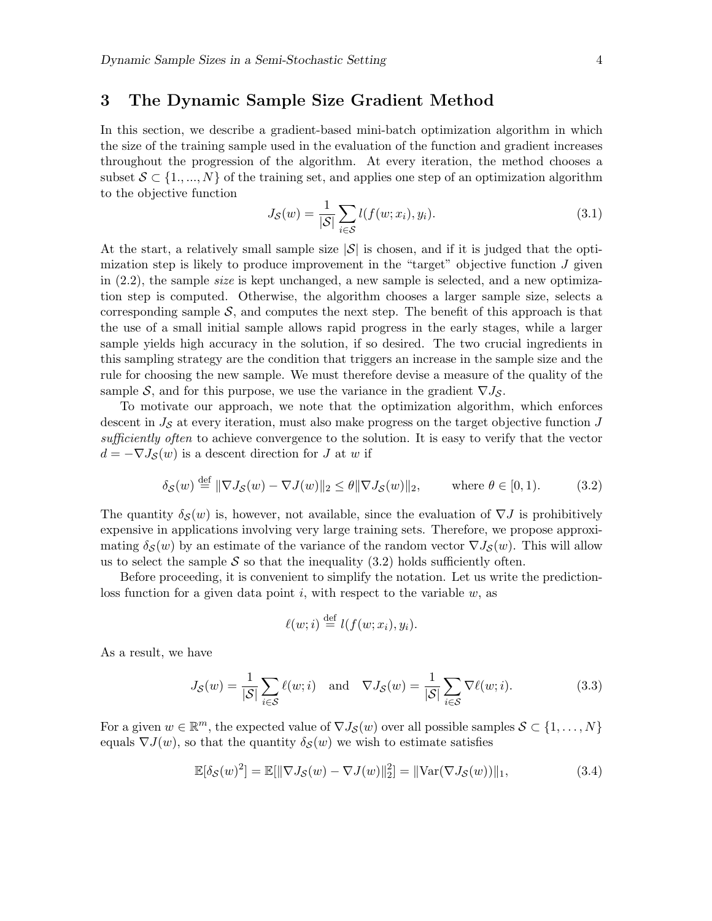## 3 The Dynamic Sample Size Gradient Method

In this section, we describe a gradient-based mini-batch optimization algorithm in which the size of the training sample used in the evaluation of the function and gradient increases throughout the progression of the algorithm. At every iteration, the method chooses a subset $\mathcal{S} \subset \{1., ..., N\}$ of the training set, and applies one step of an optimization algorithm to the objective function

$$J_{\mathcal{S}}(w) = \frac{1}{|\mathcal{S}|} \sum_{i \in \mathcal{S}} l(f(w; x_i), y_i). \tag{3.1}$$

At the start, a relatively small sample size $|\mathcal{S}|$ is chosen, and if it is judged that the optimization step is likely to produce improvement in the "target" objective function $J$ given in (2.2), the sample *size* is kept unchanged, a new sample is selected, and a new optimization step is computed. Otherwise, the algorithm chooses a larger sample size, selects a corresponding sample $\mathcal{S}$, and computes the next step. The benefit of this approach is that the use of a small initial sample allows rapid progress in the early stages, while a larger sample yields high accuracy in the solution, if so desired. The two crucial ingredients in this sampling strategy are the condition that triggers an increase in the sample size and the rule for choosing the new sample. We must therefore devise a measure of the quality of the sample $\mathcal{S}$, and for this purpose, we use the variance in the gradient $\nabla J_{\mathcal{S}}$.

To motivate our approach, we note that the optimization algorithm, which enforces descent in $J_{\mathcal{S}}$ at every iteration, must also make progress on the target objective function $J$ *sufficiently often* to achieve convergence to the solution. It is easy to verify that the vector $d = -\nabla J_{\mathcal{S}}(w)$ is a descent direction for $J$ at $w$ if

$$\delta_{\mathcal{S}}(w) \stackrel{\text{def}}{=} \|\nabla J_{\mathcal{S}}(w) - \nabla J(w)\|_2 \leq \theta \|\nabla J_{\mathcal{S}}(w)\|_2, \qquad \text{where } \theta \in [0, 1). \tag{3.2}$$

The quantity $\delta_{\mathcal{S}}(w)$ is, however, not available, since the evaluation of $\nabla J$ is prohibitively expensive in applications involving very large training sets. Therefore, we propose approximating $\delta_{\mathcal{S}}(w)$ by an estimate of the variance of the random vector $\nabla J_{\mathcal{S}}(w)$. This will allow us to select the sample $\mathcal{S}$ so that the inequality (3.2) holds sufficiently often.

Before proceeding, it is convenient to simplify the notation. Let us write the prediction-loss function for a given data point $i$, with respect to the variable $w$, as

$$\ell(w; i) \stackrel{\text{def}}{=} l(f(w; x_i), y_i).$$

As a result, we have

$$J_{\mathcal{S}}(w) = \frac{1}{|\mathcal{S}|} \sum_{i \in \mathcal{S}} \ell(w; i) \quad \text{and} \quad \nabla J_{\mathcal{S}}(w) = \frac{1}{|\mathcal{S}|} \sum_{i \in \mathcal{S}} \nabla \ell(w; i). \tag{3.3}$$

For a given $w \in \mathbb{R}^m$, the expected value of $\nabla J_{\mathcal{S}}(w)$ over all possible samples $\mathcal{S} \subset \{1, \ldots, N\}$ equals $\nabla J(w)$, so that the quantity $\delta_{\mathcal{S}}(w)$ we wish to estimate satisfies

$$\mathbb{E}[\delta_{\mathcal{S}}(w)^2] = \mathbb{E}[\|\nabla J_{\mathcal{S}}(w) - \nabla J(w)\|_2^2] = \|\text{Var}(\nabla J_{\mathcal{S}}(w))\|_1, \tag{3.4}$$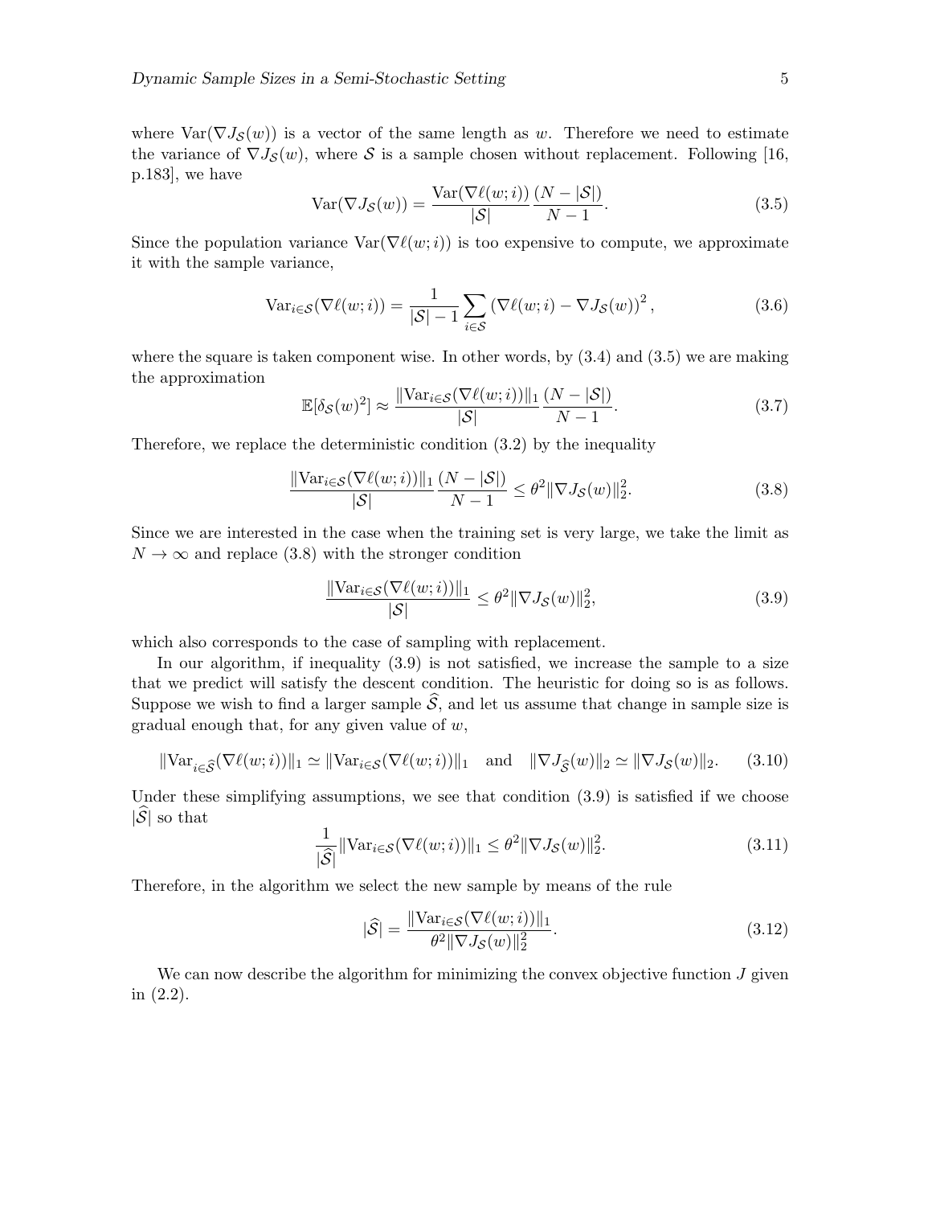where $\mathrm{Var}(\nabla J_{\mathcal{S}}(w))$ is a vector of the same length as $w$. Therefore we need to estimate the variance of $\nabla J_{\mathcal{S}}(w)$, where $\mathcal{S}$ is a sample chosen without replacement. Following [16, p.183], we have

$$\mathrm{Var}(\nabla J_{\mathcal{S}}(w)) = \frac{\mathrm{Var}(\nabla \ell(w; i))}{|\mathcal{S}|} \frac{(N - |\mathcal{S}|)}{N - 1}. \tag{3.5}$$

Since the population variance $\mathrm{Var}(\nabla \ell(w; i))$ is too expensive to compute, we approximate it with the sample variance,

$$\mathrm{Var}_{i \in \mathcal{S}}(\nabla \ell(w; i)) = \frac{1}{|\mathcal{S}| - 1} \sum_{i \in \mathcal{S}} \left( \nabla \ell(w; i) - \nabla J_{\mathcal{S}}(w) \right)^2, \tag{3.6}$$

where the square is taken component wise. In other words, by (3.4) and (3.5) we are making the approximation

$$\mathbb{E}[\delta_{\mathcal{S}}(w)^2] \approx \frac{\|\mathrm{Var}_{i \in \mathcal{S}}(\nabla \ell(w; i))\|_1}{|\mathcal{S}|} \frac{(N - |\mathcal{S}|)}{N - 1}. \tag{3.7}$$

Therefore, we replace the deterministic condition (3.2) by the inequality

$$\frac{\|\mathrm{Var}_{i \in \mathcal{S}}(\nabla \ell(w; i))\|_1}{|\mathcal{S}|} \frac{(N - |\mathcal{S}|)}{N - 1} \leq \theta^2 \|\nabla J_{\mathcal{S}}(w)\|_2^2. \tag{3.8}$$

Since we are interested in the case when the training set is very large, we take the limit as $N \to \infty$ and replace (3.8) with the stronger condition

$$\frac{\|\mathrm{Var}_{i \in \mathcal{S}}(\nabla \ell(w; i))\|_1}{|\mathcal{S}|} \leq \theta^2 \|\nabla J_{\mathcal{S}}(w)\|_2^2, \tag{3.9}$$

which also corresponds to the case of sampling with replacement.

In our algorithm, if inequality (3.9) is not satisfied, we increase the sample to a size that we predict will satisfy the descent condition. The heuristic for doing so is as follows. Suppose we wish to find a larger sample $\widehat{\mathcal{S}}$, and let us assume that change in sample size is gradual enough that, for any given value of $w$,

$$\|\mathrm{Var}_{i \in \widehat{\mathcal{S}}}(\nabla \ell(w; i))\|_1 \simeq \|\mathrm{Var}_{i \in \mathcal{S}}(\nabla \ell(w; i))\|_1 \quad \text{and} \quad \|\nabla J_{\widehat{\mathcal{S}}}(w)\|_2 \simeq \|\nabla J_{\mathcal{S}}(w)\|_2. \tag{3.10}$$

Under these simplifying assumptions, we see that condition (3.9) is satisfied if we choose $|\widehat{\mathcal{S}}|$ so that

$$\frac{1}{|\widehat{\mathcal{S}}|} \|\mathrm{Var}_{i \in \mathcal{S}}(\nabla \ell(w; i))\|_1 \leq \theta^2 \|\nabla J_{\mathcal{S}}(w)\|_2^2. \tag{3.11}$$

Therefore, in the algorithm we select the new sample by means of the rule

$$|\widehat{\mathcal{S}}| = \frac{\|\mathrm{Var}_{i \in \mathcal{S}}(\nabla \ell(w; i))\|_1}{\theta^2 \|\nabla J_{\mathcal{S}}(w)\|_2^2}. \tag{3.12}$$

We can now describe the algorithm for minimizing the convex objective function $J$ given in (2.2).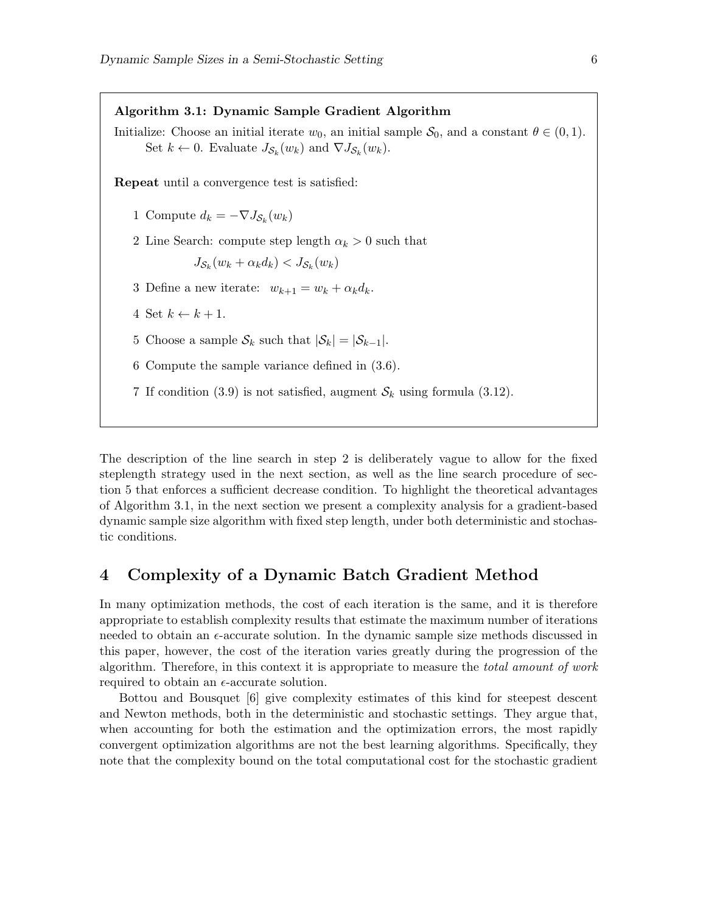**Algorithm 3.1: Dynamic Sample Gradient Algorithm**

Initialize: Choose an initial iterate $w_0$, an initial sample $\mathcal{S}_0$, and a constant $\theta \in (0,1)$. Set $k \leftarrow 0$. Evaluate $J_{\mathcal{S}_k}(w_k)$ and $\nabla J_{\mathcal{S}_k}(w_k)$.

**Repeat** until a convergence test is satisfied:

1 Compute $d_k = -\nabla J_{\mathcal{S}_k}(w_k)$

2 Line Search: compute step length $\alpha_k > 0$ such that

$$J_{\mathcal{S}_k}(w_k + \alpha_k d_k) < J_{\mathcal{S}_k}(w_k)$$

3 Define a new iterate: $w_{k+1} = w_k + \alpha_k d_k$.

4 Set $k \leftarrow k + 1$.

5 Choose a sample $\mathcal{S}_k$ such that $|\mathcal{S}_k| = |\mathcal{S}_{k-1}|$.

6 Compute the sample variance defined in (3.6).

7 If condition (3.9) is not satisfied, augment $\mathcal{S}_k$ using formula (3.12).

The description of the line search in step 2 is deliberately vague to allow for the fixed steplength strategy used in the next section, as well as the line search procedure of section 5 that enforces a sufficient decrease condition. To highlight the theoretical advantages of Algorithm 3.1, in the next section we present a complexity analysis for a gradient-based dynamic sample size algorithm with fixed step length, under both deterministic and stochastic conditions.

# 4 Complexity of a Dynamic Batch Gradient Method

In many optimization methods, the cost of each iteration is the same, and it is therefore appropriate to establish complexity results that estimate the maximum number of iterations needed to obtain an $\epsilon$-accurate solution. In the dynamic sample size methods discussed in this paper, however, the cost of the iteration varies greatly during the progression of the algorithm. Therefore, in this context it is appropriate to measure the *total amount of work* required to obtain an $\epsilon$-accurate solution.

Bottou and Bousquet [6] give complexity estimates of this kind for steepest descent and Newton methods, both in the deterministic and stochastic settings. They argue that, when accounting for both the estimation and the optimization errors, the most rapidly convergent optimization algorithms are not the best learning algorithms. Specifically, they note that the complexity bound on the total computational cost for the stochastic gradient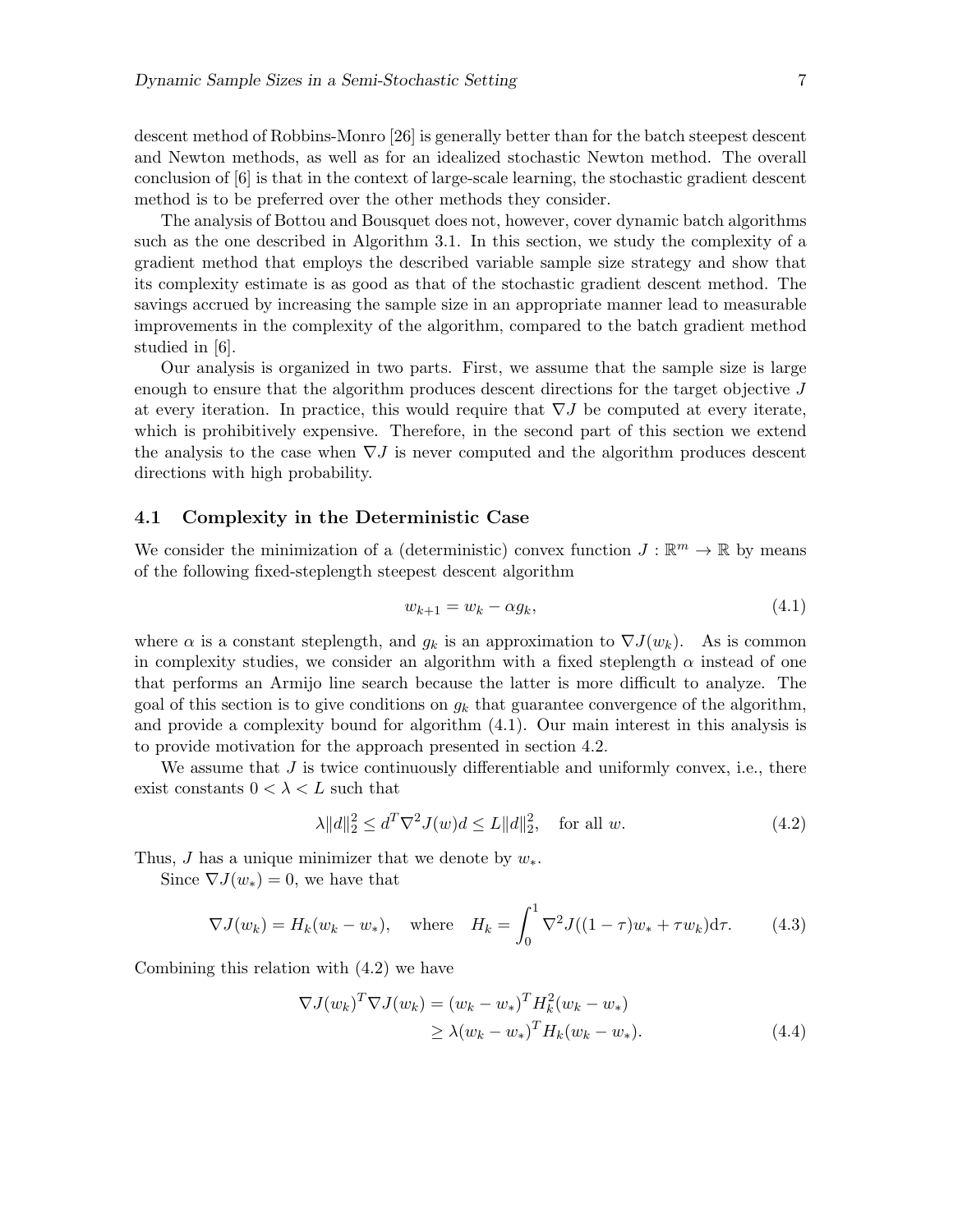descent method of Robbins-Monro [26] is generally better than for the batch steepest descent and Newton methods, as well as for an idealized stochastic Newton method. The overall conclusion of [6] is that in the context of large-scale learning, the stochastic gradient descent method is to be preferred over the other methods they consider.

The analysis of Bottou and Bousquet does not, however, cover dynamic batch algorithms such as the one described in Algorithm 3.1. In this section, we study the complexity of a gradient method that employs the described variable sample size strategy and show that its complexity estimate is as good as that of the stochastic gradient descent method. The savings accrued by increasing the sample size in an appropriate manner lead to measurable improvements in the complexity of the algorithm, compared to the batch gradient method studied in [6].

Our analysis is organized in two parts. First, we assume that the sample size is large enough to ensure that the algorithm produces descent directions for the target objective $J$ at every iteration. In practice, this would require that $\nabla J$ be computed at every iterate, which is prohibitively expensive. Therefore, in the second part of this section we extend the analysis to the case when $\nabla J$ is never computed and the algorithm produces descent directions with high probability.

### 4.1 Complexity in the Deterministic Case

We consider the minimization of a (deterministic) convex function $J : \mathbb{R}^m \to \mathbb{R}$ by means of the following fixed-steplength steepest descent algorithm

$$w_{k+1} = w_k - \alpha g_k, \tag{4.1}$$

where $\alpha$ is a constant steplength, and $g_k$ is an approximation to $\nabla J(w_k)$. As is common in complexity studies, we consider an algorithm with a fixed steplength $\alpha$ instead of one that performs an Armijo line search because the latter is more difficult to analyze. The goal of this section is to give conditions on $g_k$ that guarantee convergence of the algorithm, and provide a complexity bound for algorithm (4.1). Our main interest in this analysis is to provide motivation for the approach presented in section 4.2.

We assume that $J$ is twice continuously differentiable and uniformly convex, i.e., there exist constants $0 < \lambda < L$ such that

$$\lambda \|d\|_2^2 \leq d^T \nabla^2 J(w) d \leq L \|d\|_2^2, \quad \text{for all } w. \tag{4.2}$$

Thus, $J$ has a unique minimizer that we denote by $w_*$.

Since $\nabla J(w_*) = 0$, we have that

$$\nabla J(w_k) = H_k(w_k - w_*), \quad \text{where} \quad H_k = \int_0^1 \nabla^2 J((1-\tau)w_* + \tau w_k) \mathrm{d}\tau. \tag{4.3}$$

Combining this relation with (4.2) we have

$$\begin{aligned} \nabla J(w_k)^T \nabla J(w_k) &= (w_k - w_*)^T H_k^2 (w_k - w_*) \\ &\geq \lambda (w_k - w_*)^T H_k (w_k - w_*). \end{aligned} \tag{4.4}$$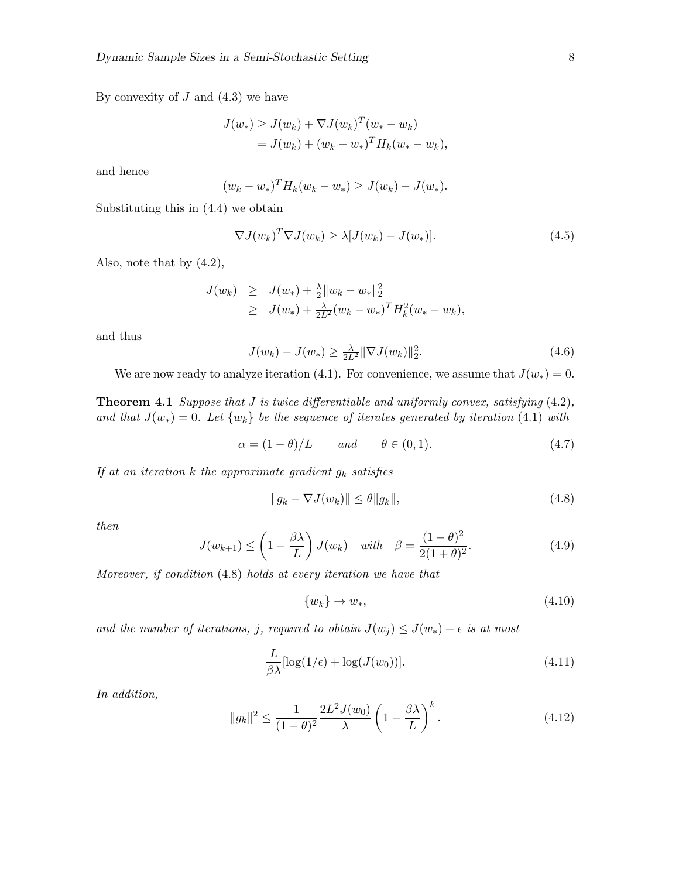By convexity of $J$ and (4.3) we have

$$
\begin{aligned}
J(w_*) &\geq J(w_k) + \nabla J(w_k)^T(w_* - w_k) \\
&= J(w_k) + (w_k - w_*)^T H_k (w_* - w_k),
\end{aligned}
$$

and hence

$$
(w_k - w_*)^T H_k (w_k - w_*) \geq J(w_k) - J(w_*).
$$

Substituting this in (4.4) we obtain

$$
\nabla J(w_k)^T \nabla J(w_k) \geq \lambda [J(w_k) - J(w_*)]. \tag{4.5}
$$

Also, note that by (4.2),

$$
\begin{aligned}
J(w_k) &\geq J(w_*) + \tfrac{\lambda}{2}\|w_k - w_*\|_2^2 \\
&\geq J(w_*) + \tfrac{\lambda}{2L^2}(w_k - w_*)^T H_k^2 (w_* - w_k),
\end{aligned}
$$

and thus

$$
J(w_k) - J(w_*) \geq \tfrac{\lambda}{2L^2}\|\nabla J(w_k)\|_2^2. \tag{4.6}
$$

We are now ready to analyze iteration (4.1). For convenience, we assume that $J(w_*) = 0$.

**Theorem 4.1** *Suppose that $J$ is twice differentiable and uniformly convex, satisfying (4.2), and that $J(w_*) = 0$. Let $\{w_k\}$ be the sequence of iterates generated by iteration (4.1) with*

$$
\alpha = (1-\theta)/L \qquad \text{and} \qquad \theta \in (0,1). \tag{4.7}
$$

*If at an iteration $k$ the approximate gradient $g_k$ satisfies*

$$
\|g_k - \nabla J(w_k)\| \leq \theta \|g_k\|, \tag{4.8}
$$

*then*

$$
J(w_{k+1}) \leq \left(1 - \frac{\beta\lambda}{L}\right) J(w_k) \quad \text{with} \quad \beta = \frac{(1-\theta)^2}{2(1+\theta)^2}. \tag{4.9}
$$

*Moreover, if condition (4.8) holds at every iteration we have that*

$$
\{w_k\} \to w_*, \tag{4.10}
$$

*and the number of iterations, $j$, required to obtain $J(w_j) \leq J(w_*) + \epsilon$ is at most*

$$
\frac{L}{\beta\lambda}[\log(1/\epsilon) + \log(J(w_0))]. \tag{4.11}
$$

*In addition,*

$$
\|g_k\|^2 \leq \frac{1}{(1-\theta)^2} \frac{2L^2 J(w_0)}{\lambda}\left(1 - \frac{\beta\lambda}{L}\right)^k. \tag{4.12}
$$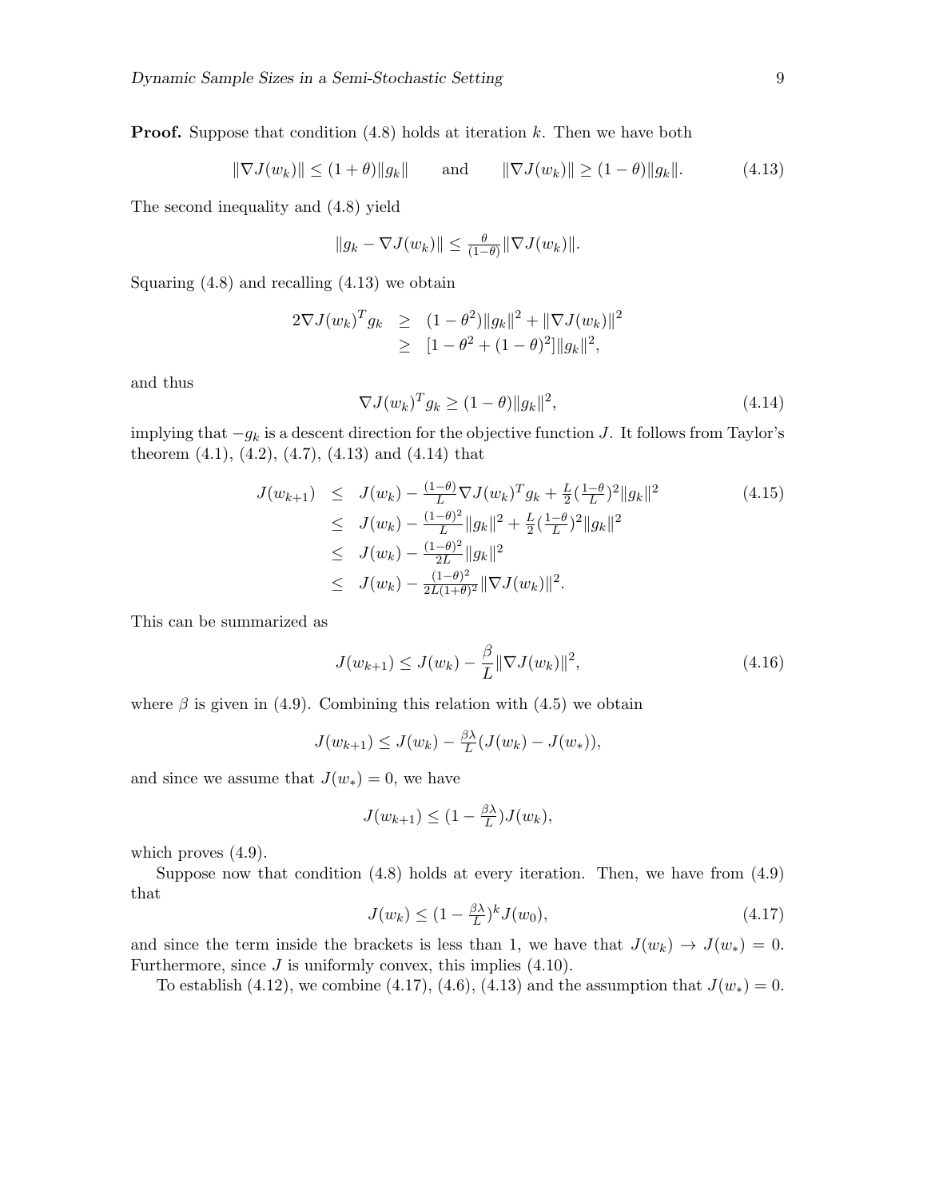**Proof.** Suppose that condition (4.8) holds at iteration $k$. Then we have both

$$\|\nabla J(w_k)\| \leq (1+\theta)\|g_k\| \qquad \text{and} \qquad \|\nabla J(w_k)\| \geq (1-\theta)\|g_k\|. \tag{4.13}$$

The second inequality and (4.8) yield

$$\|g_k - \nabla J(w_k)\| \leq \tfrac{\theta}{(1-\theta)}\|\nabla J(w_k)\|.$$

Squaring (4.8) and recalling (4.13) we obtain

$$\begin{aligned} 2\nabla J(w_k)^T g_k &\geq (1-\theta^2)\|g_k\|^2 + \|\nabla J(w_k)\|^2 \\ &\geq [1-\theta^2 + (1-\theta)^2]\|g_k\|^2, \end{aligned}$$

and thus

$$\nabla J(w_k)^T g_k \geq (1-\theta)\|g_k\|^2, \tag{4.14}$$

implying that $-g_k$ is a descent direction for the objective function $J$. It follows from Taylor's theorem (4.1), (4.2), (4.7), (4.13) and (4.14) that

$$\begin{aligned} J(w_{k+1}) &\leq J(w_k) - \tfrac{(1-\theta)}{L}\nabla J(w_k)^T g_k + \tfrac{L}{2}(\tfrac{1-\theta}{L})^2\|g_k\|^2 \\ &\leq J(w_k) - \tfrac{(1-\theta)^2}{L}\|g_k\|^2 + \tfrac{L}{2}(\tfrac{1-\theta}{L})^2\|g_k\|^2 \\ &\leq J(w_k) - \tfrac{(1-\theta)^2}{2L}\|g_k\|^2 \\ &\leq J(w_k) - \tfrac{(1-\theta)^2}{2L(1+\theta)^2}\|\nabla J(w_k)\|^2. \end{aligned} \tag{4.15}$$

This can be summarized as

$$J(w_{k+1}) \leq J(w_k) - \frac{\beta}{L}\|\nabla J(w_k)\|^2, \tag{4.16}$$

where $\beta$ is given in (4.9). Combining this relation with (4.5) we obtain

$$J(w_{k+1}) \leq J(w_k) - \tfrac{\beta\lambda}{L}(J(w_k) - J(w_*)),$$

and since we assume that $J(w_*) = 0$, we have

$$J(w_{k+1}) \leq (1 - \tfrac{\beta\lambda}{L})J(w_k),$$

which proves (4.9).

Suppose now that condition (4.8) holds at every iteration. Then, we have from (4.9) that

$$J(w_k) \leq (1 - \tfrac{\beta\lambda}{L})^k J(w_0), \tag{4.17}$$

and since the term inside the brackets is less than 1, we have that $J(w_k) \to J(w_*) = 0$. Furthermore, since $J$ is uniformly convex, this implies (4.10).

To establish (4.12), we combine (4.17), (4.6), (4.13) and the assumption that $J(w_*) = 0$.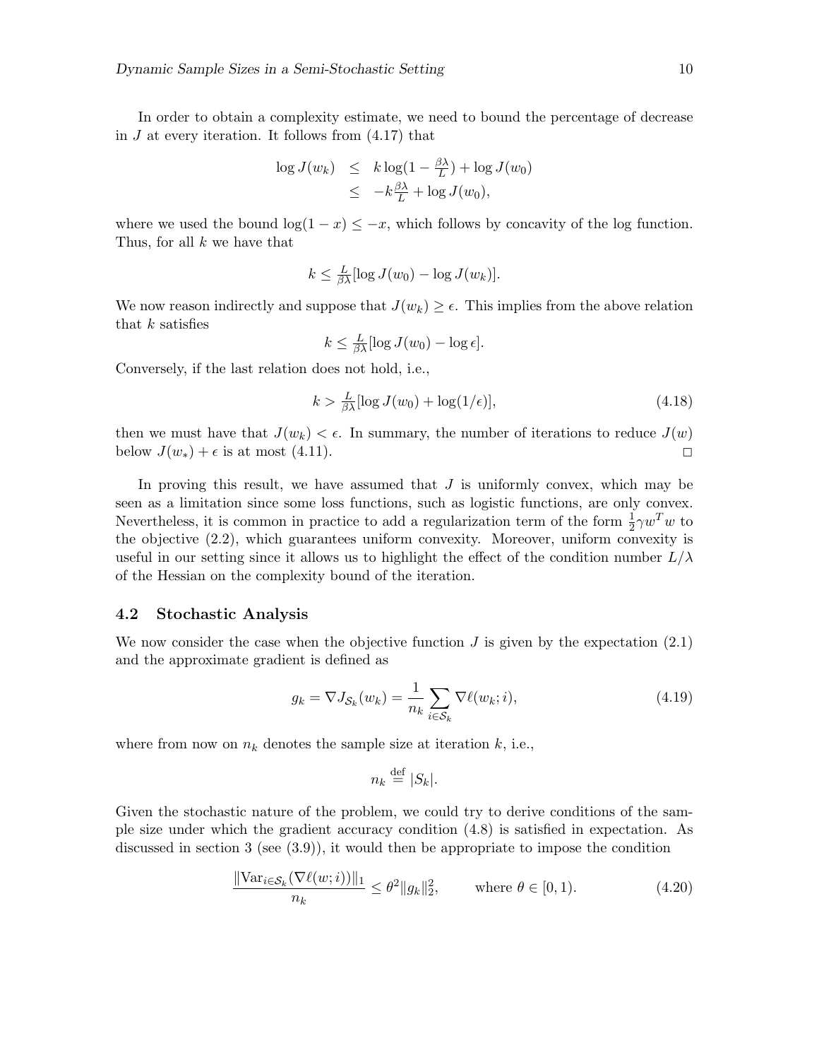In order to obtain a complexity estimate, we need to bound the percentage of decrease in $J$ at every iteration. It follows from (4.17) that

$$
\begin{aligned}
\log J(w_k) &\leq k \log(1 - \tfrac{\beta\lambda}{L}) + \log J(w_0) \\
&\leq -k \tfrac{\beta\lambda}{L} + \log J(w_0),
\end{aligned}
$$

where we used the bound $\log(1 - x) \leq -x$, which follows by concavity of the log function. Thus, for all $k$ we have that

$$
k \leq \tfrac{L}{\beta\lambda}[\log J(w_0) - \log J(w_k)].
$$

We now reason indirectly and suppose that $J(w_k) \geq \epsilon$. This implies from the above relation that $k$ satisfies

$$
k \leq \tfrac{L}{\beta\lambda}[\log J(w_0) - \log \epsilon].
$$

Conversely, if the last relation does not hold, i.e.,

$$
k > \tfrac{L}{\beta\lambda}[\log J(w_0) + \log(1/\epsilon)], \tag{4.18}
$$

then we must have that $J(w_k) < \epsilon$. In summary, the number of iterations to reduce $J(w)$ below $J(w_*) + \epsilon$ is at most (4.11). □

In proving this result, we have assumed that $J$ is uniformly convex, which may be seen as a limitation since some loss functions, such as logistic functions, are only convex. Nevertheless, it is common in practice to add a regularization term of the form $\frac{1}{2}\gamma w^T w$ to the objective (2.2), which guarantees uniform convexity. Moreover, uniform convexity is useful in our setting since it allows us to highlight the effect of the condition number $L/\lambda$ of the Hessian on the complexity bound of the iteration.

### 4.2 Stochastic Analysis

We now consider the case when the objective function $J$ is given by the expectation (2.1) and the approximate gradient is defined as

$$
g_k = \nabla J_{\mathcal{S}_k}(w_k) = \frac{1}{n_k} \sum_{i \in \mathcal{S}_k} \nabla \ell(w_k; i), \tag{4.19}
$$

where from now on $n_k$ denotes the sample size at iteration $k$, i.e.,

$$
n_k \stackrel{\text{def}}{=} |S_k|.
$$

Given the stochastic nature of the problem, we could try to derive conditions of the sample size under which the gradient accuracy condition (4.8) is satisfied in expectation. As discussed in section 3 (see (3.9)), it would then be appropriate to impose the condition

$$
\frac{\|\mathrm{Var}_{i \in \mathcal{S}_k}(\nabla \ell(w; i))\|_1}{n_k} \leq \theta^2 \|g_k\|_2^2, \qquad \text{where } \theta \in [0, 1). \tag{4.20}
$$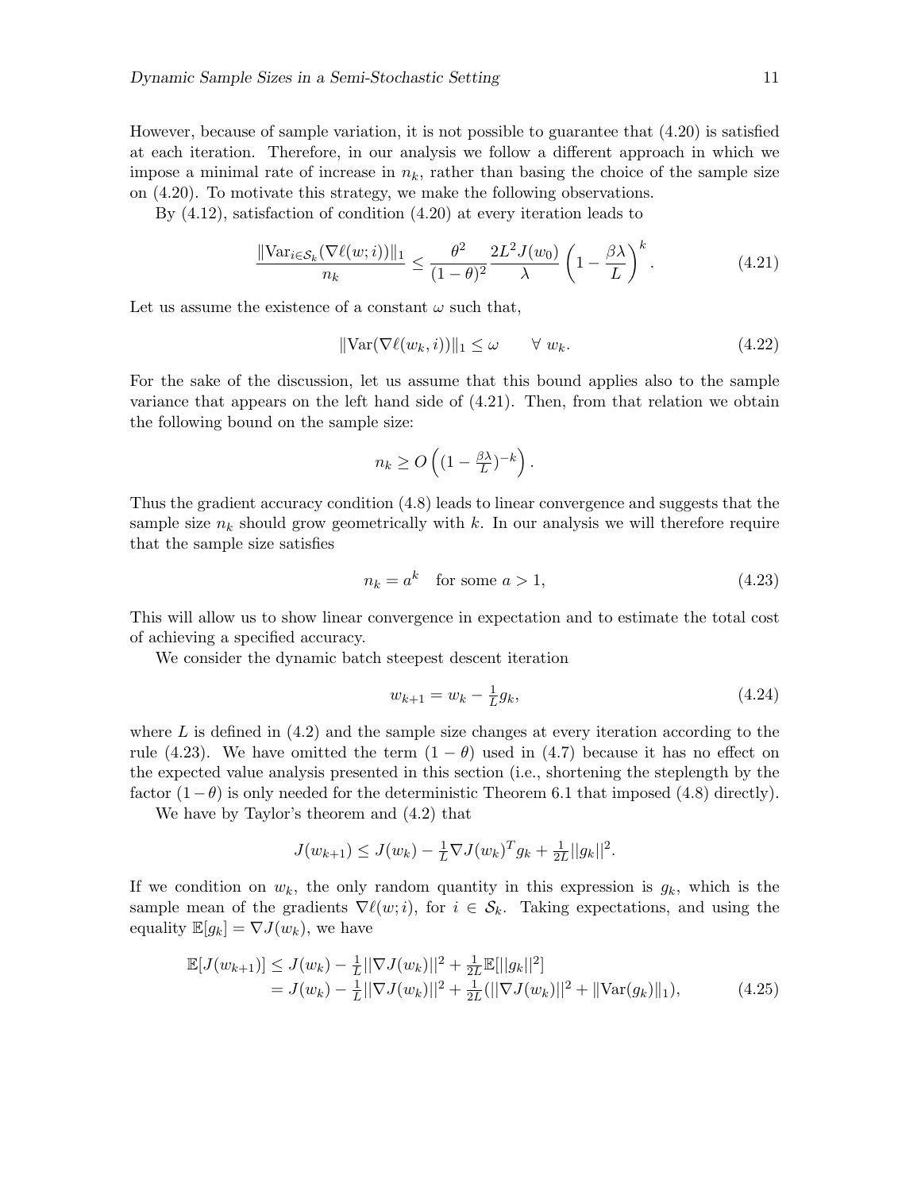However, because of sample variation, it is not possible to guarantee that (4.20) is satisfied at each iteration. Therefore, in our analysis we follow a different approach in which we impose a minimal rate of increase in $n_k$, rather than basing the choice of the sample size on (4.20). To motivate this strategy, we make the following observations.

By (4.12), satisfaction of condition (4.20) at every iteration leads to

$$\frac{\|\mathrm{Var}_{i\in\mathcal{S}_k}(\nabla \ell(w;i))\|_1}{n_k} \leq \frac{\theta^2}{(1-\theta)^2}\frac{2L^2 J(w_0)}{\lambda}\left(1-\frac{\beta\lambda}{L}\right)^k. \tag{4.21}$$

Let us assume the existence of a constant $\omega$ such that,

$$\|\mathrm{Var}(\nabla \ell(w_k, i))\|_1 \leq \omega \qquad \forall\ w_k. \tag{4.22}$$

For the sake of the discussion, let us assume that this bound applies also to the sample variance that appears on the left hand side of (4.21). Then, from that relation we obtain the following bound on the sample size:

$$n_k \geq O\left((1-\tfrac{\beta\lambda}{L})^{-k}\right).$$

Thus the gradient accuracy condition (4.8) leads to linear convergence and suggests that the sample size $n_k$ should grow geometrically with $k$. In our analysis we will therefore require that the sample size satisfies

$$n_k = a^k \quad \text{for some } a > 1, \tag{4.23}$$

This will allow us to show linear convergence in expectation and to estimate the total cost of achieving a specified accuracy.

We consider the dynamic batch steepest descent iteration

$$w_{k+1} = w_k - \tfrac{1}{L} g_k, \tag{4.24}$$

where $L$ is defined in (4.2) and the sample size changes at every iteration according to the rule (4.23). We have omitted the term $(1-\theta)$ used in (4.7) because it has no effect on the expected value analysis presented in this section (i.e., shortening the steplength by the factor $(1-\theta)$ is only needed for the deterministic Theorem 6.1 that imposed (4.8) directly).

We have by Taylor's theorem and (4.2) that

$$J(w_{k+1}) \leq J(w_k) - \tfrac{1}{L}\nabla J(w_k)^T g_k + \tfrac{1}{2L}||g_k||^2.$$

If we condition on $w_k$, the only random quantity in this expression is $g_k$, which is the sample mean of the gradients $\nabla \ell(w;i)$, for $i \in \mathcal{S}_k$. Taking expectations, and using the equality $\mathbb{E}[g_k] = \nabla J(w_k)$, we have

$$\begin{aligned}
\mathbb{E}[J(w_{k+1})] &\leq J(w_k) - \tfrac{1}{L}||\nabla J(w_k)||^2 + \tfrac{1}{2L}\mathbb{E}[||g_k||^2] \\
&= J(w_k) - \tfrac{1}{L}||\nabla J(w_k)||^2 + \tfrac{1}{2L}(||\nabla J(w_k)||^2 + \|\mathrm{Var}(g_k)\|_1),
\end{aligned} \tag{4.25}$$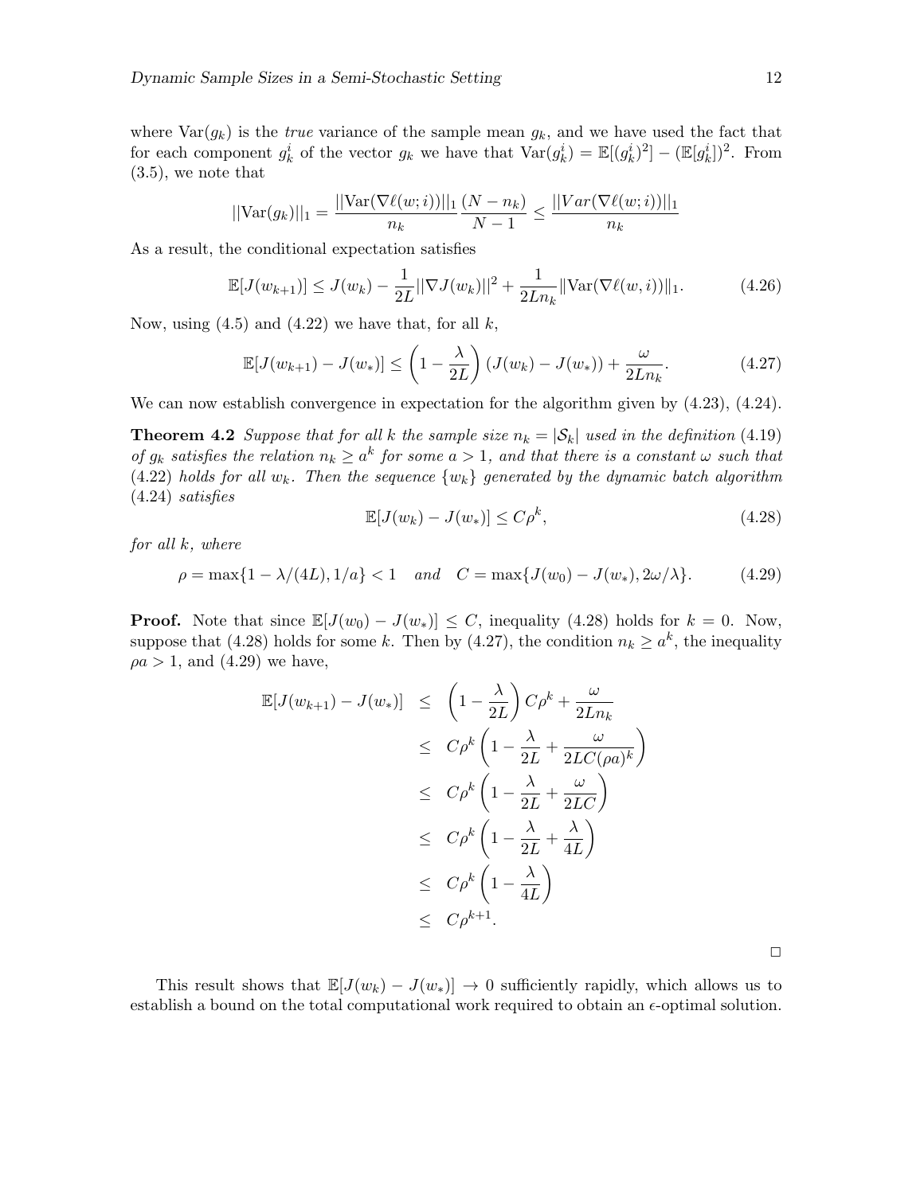where $\text{Var}(g_k)$ is the *true* variance of the sample mean $g_k$, and we have used the fact that for each component $g_k^i$ of the vector $g_k$ we have that $\text{Var}(g_k^i) = \mathbb{E}[(g_k^i)^2] - (\mathbb{E}[g_k^i])^2$. From (3.5), we note that

$$||\text{Var}(g_k)||_1 = \frac{||\text{Var}(\nabla \ell(w;i))||_1}{n_k} \frac{(N - n_k)}{N-1} \leq \frac{||Var(\nabla \ell(w;i))||_1}{n_k}$$

As a result, the conditional expectation satisfies

$$\mathbb{E}[J(w_{k+1})] \leq J(w_k) - \frac{1}{2L}||\nabla J(w_k)||^2 + \frac{1}{2Ln_k}\|\text{Var}(\nabla \ell(w,i))\|_1. \tag{4.26}$$

Now, using (4.5) and (4.22) we have that, for all $k$,

$$\mathbb{E}[J(w_{k+1}) - J(w_*)] \leq \left(1 - \frac{\lambda}{2L}\right)(J(w_k) - J(w_*)) + \frac{\omega}{2Ln_k}. \tag{4.27}$$

We can now establish convergence in expectation for the algorithm given by (4.23), (4.24).

**Theorem 4.2** *Suppose that for all $k$ the sample size $n_k = |\mathcal{S}_k|$ used in the definition (4.19) of $g_k$ satisfies the relation $n_k \geq a^k$ for some $a > 1$, and that there is a constant $\omega$ such that (4.22) holds for all $w_k$. Then the sequence $\{w_k\}$ generated by the dynamic batch algorithm (4.24) satisfies*

$$\mathbb{E}[J(w_k) - J(w_*)] \leq C\rho^k, \tag{4.28}$$

*for all $k$, where*

$$\rho = \max\{1 - \lambda/(4L), 1/a\} < 1 \quad \text{and} \quad C = \max\{J(w_0) - J(w_*), 2\omega/\lambda\}. \tag{4.29}$$

**Proof.** Note that since $\mathbb{E}[J(w_0) - J(w_*)] \leq C$, inequality (4.28) holds for $k = 0$. Now, suppose that (4.28) holds for some $k$. Then by (4.27), the condition $n_k \geq a^k$, the inequality $\rho a > 1$, and (4.29) we have,

$$\begin{aligned}
\mathbb{E}[J(w_{k+1}) - J(w_*)] &\leq \left(1 - \frac{\lambda}{2L}\right) C\rho^k + \frac{\omega}{2Ln_k} \\
&\leq C\rho^k\left(1 - \frac{\lambda}{2L} + \frac{\omega}{2LC(\rho a)^k}\right) \\
&\leq C\rho^k\left(1 - \frac{\lambda}{2L} + \frac{\omega}{2LC}\right) \\
&\leq C\rho^k\left(1 - \frac{\lambda}{2L} + \frac{\lambda}{4L}\right) \\
&\leq C\rho^k\left(1 - \frac{\lambda}{4L}\right) \\
&\leq C\rho^{k+1}.
\end{aligned}$$

□

This result shows that $\mathbb{E}[J(w_k) - J(w_*)] \to 0$ sufficiently rapidly, which allows us to establish a bound on the total computational work required to obtain an $\epsilon$-optimal solution.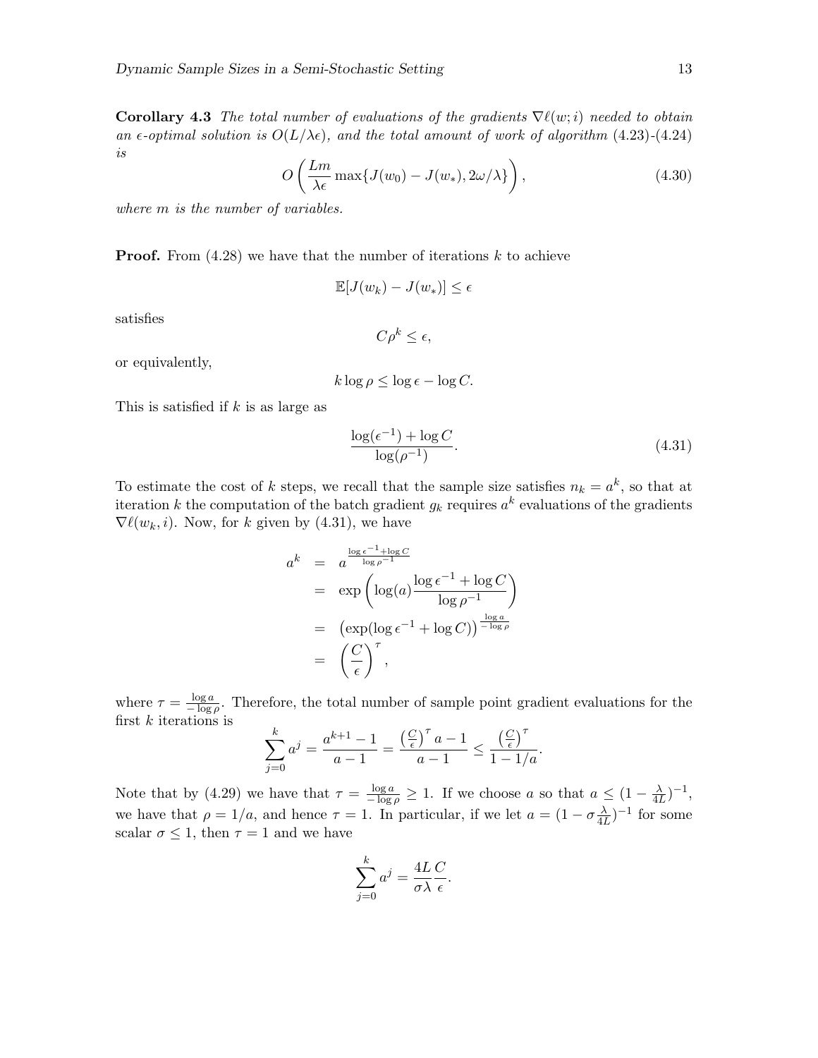**Corollary 4.3** *The total number of evaluations of the gradients $\nabla \ell(w; i)$ needed to obtain an $\epsilon$-optimal solution is $O(L/\lambda\epsilon)$, and the total amount of work of algorithm (4.23)-(4.24) is*

$$O\left(\frac{Lm}{\lambda\epsilon}\max\{J(w_0) - J(w_*), 2\omega/\lambda\}\right), \tag{4.30}$$

*where $m$ is the number of variables.*

**Proof.** From (4.28) we have that the number of iterations $k$ to achieve

$$\mathbb{E}[J(w_k) - J(w_*)] \leq \epsilon$$

satisfies

$$C\rho^k \leq \epsilon,$$

or equivalently,

$$k \log \rho \leq \log \epsilon - \log C.$$

This is satisfied if $k$ is as large as

$$\frac{\log(\epsilon^{-1}) + \log C}{\log(\rho^{-1})}. \tag{4.31}$$

To estimate the cost of $k$ steps, we recall that the sample size satisfies $n_k = a^k$, so that at iteration $k$ the computation of the batch gradient $g_k$ requires $a^k$ evaluations of the gradients $\nabla \ell(w_k, i)$. Now, for $k$ given by (4.31), we have

$$\begin{aligned}
a^k &= a^{\frac{\log \epsilon^{-1} + \log C}{\log \rho^{-1}}} \\
&= \exp\left(\log(a)\frac{\log \epsilon^{-1} + \log C}{\log \rho^{-1}}\right) \\
&= \left(\exp(\log \epsilon^{-1} + \log C)\right)^{\frac{\log a}{-\log \rho}} \\
&= \left(\frac{C}{\epsilon}\right)^{\tau},
\end{aligned}$$

where $\tau = \frac{\log a}{-\log \rho}$. Therefore, the total number of sample point gradient evaluations for the first $k$ iterations is

$$\sum_{j=0}^{k} a^j = \frac{a^{k+1} - 1}{a - 1} = \frac{\left(\frac{C}{\epsilon}\right)^{\tau} a - 1}{a - 1} \leq \frac{\left(\frac{C}{\epsilon}\right)^{\tau}}{1 - 1/a}.$$

Note that by (4.29) we have that $\tau = \frac{\log a}{-\log \rho} \geq 1$. If we choose $a$ so that $a \leq (1 - \frac{\lambda}{4L})^{-1}$, we have that $\rho = 1/a$, and hence $\tau = 1$. In particular, if we let $a = (1 - \sigma\frac{\lambda}{4L})^{-1}$ for some scalar $\sigma \leq 1$, then $\tau = 1$ and we have

$$\sum_{j=0}^{k} a^j = \frac{4L}{\sigma\lambda}\frac{C}{\epsilon}.$$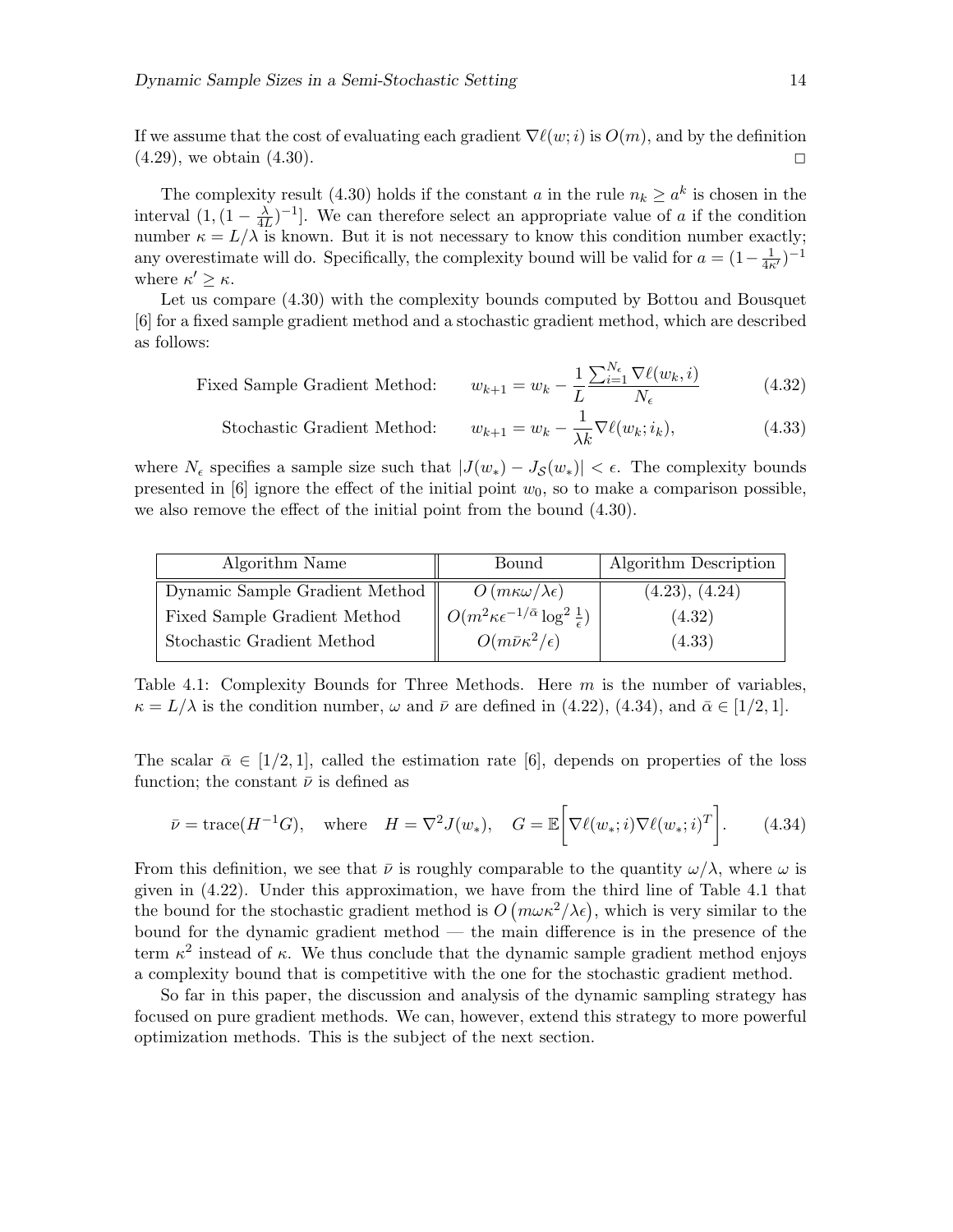If we assume that the cost of evaluating each gradient $\nabla \ell(w; i)$ is $O(m)$, and by the definition (4.29), we obtain (4.30). $\square$

The complexity result (4.30) holds if the constant $a$ in the rule $n_k \geq a^k$ is chosen in the interval $(1, (1 - \frac{\lambda}{4L})^{-1}]$. We can therefore select an appropriate value of $a$ if the condition number $\kappa = L/\lambda$ is known. But it is not necessary to know this condition number exactly; any overestimate will do. Specifically, the complexity bound will be valid for $a = (1 - \frac{1}{4\kappa'})^{-1}$ where $\kappa' \geq \kappa$.

Let us compare (4.30) with the complexity bounds computed by Bottou and Bousquet [6] for a fixed sample gradient method and a stochastic gradient method, which are described as follows:

$$\text{Fixed Sample Gradient Method:} \qquad w_{k+1} = w_k - \frac{1}{L} \frac{\sum_{i=1}^{N_\epsilon} \nabla \ell(w_k, i)}{N_\epsilon} \tag{4.32}$$

$$\text{Stochastic Gradient Method:} \qquad w_{k+1} = w_k - \frac{1}{\lambda k} \nabla \ell(w_k; i_k), \tag{4.33}$$

where $N_\epsilon$ specifies a sample size such that $|J(w_*) - J_{\mathcal{S}}(w_*)| < \epsilon$. The complexity bounds presented in [6] ignore the effect of the initial point $w_0$, so to make a comparison possible, we also remove the effect of the initial point from the bound (4.30).

| Algorithm Name | Bound | Algorithm Description |
|---|---|---|
| Dynamic Sample Gradient Method | $O\left(m\kappa\omega/\lambda\epsilon\right)$ | (4.23), (4.24) |
| Fixed Sample Gradient Method | $O(m^2\kappa\epsilon^{-1/\bar{\alpha}} \log^2 \frac{1}{\epsilon})$ | (4.32) |
| Stochastic Gradient Method | $O(m\bar{\nu}\kappa^2/\epsilon)$ | (4.33) |

Table 4.1: Complexity Bounds for Three Methods. Here $m$ is the number of variables, $\kappa = L/\lambda$ is the condition number, $\omega$ and $\bar{\nu}$ are defined in (4.22), (4.34), and $\bar{\alpha} \in [1/2, 1]$.

The scalar $\bar{\alpha} \in [1/2, 1]$, called the estimation rate [6], depends on properties of the loss function; the constant $\bar{\nu}$ is defined as

$$\bar{\nu} = \text{trace}(H^{-1}G), \quad \text{where} \quad H = \nabla^2 J(w_*), \quad G = \mathbb{E}\bigg[\nabla \ell(w_*; i) \nabla \ell(w_*; i)^T\bigg]. \tag{4.34}$$

From this definition, we see that $\bar{\nu}$ is roughly comparable to the quantity $\omega/\lambda$, where $\omega$ is given in (4.22). Under this approximation, we have from the third line of Table 4.1 that the bound for the stochastic gradient method is $O\left(m\omega\kappa^2/\lambda\epsilon\right)$, which is very similar to the bound for the dynamic gradient method — the main difference is in the presence of the term $\kappa^2$ instead of $\kappa$. We thus conclude that the dynamic sample gradient method enjoys a complexity bound that is competitive with the one for the stochastic gradient method.

So far in this paper, the discussion and analysis of the dynamic sampling strategy has focused on pure gradient methods. We can, however, extend this strategy to more powerful optimization methods. This is the subject of the next section.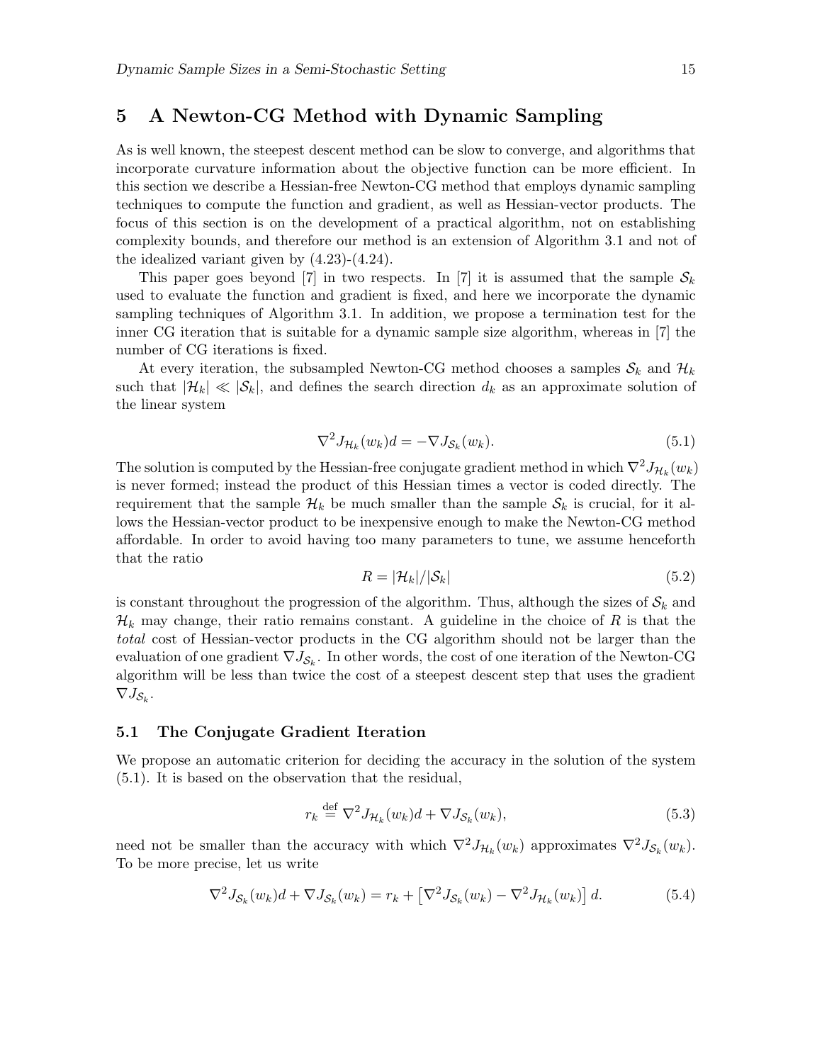# 5 A Newton-CG Method with Dynamic Sampling

As is well known, the steepest descent method can be slow to converge, and algorithms that incorporate curvature information about the objective function can be more efficient. In this section we describe a Hessian-free Newton-CG method that employs dynamic sampling techniques to compute the function and gradient, as well as Hessian-vector products. The focus of this section is on the development of a practical algorithm, not on establishing complexity bounds, and therefore our method is an extension of Algorithm 3.1 and not of the idealized variant given by (4.23)-(4.24).

This paper goes beyond [7] in two respects. In [7] it is assumed that the sample $\mathcal{S}_k$ used to evaluate the function and gradient is fixed, and here we incorporate the dynamic sampling techniques of Algorithm 3.1. In addition, we propose a termination test for the inner CG iteration that is suitable for a dynamic sample size algorithm, whereas in [7] the number of CG iterations is fixed.

At every iteration, the subsampled Newton-CG method chooses a samples $\mathcal{S}_k$ and $\mathcal{H}_k$ such that $|\mathcal{H}_k| \ll |\mathcal{S}_k|$, and defines the search direction $d_k$ as an approximate solution of the linear system

$$\nabla^2 J_{\mathcal{H}_k}(w_k) d = -\nabla J_{\mathcal{S}_k}(w_k). \tag{5.1}$$

The solution is computed by the Hessian-free conjugate gradient method in which $\nabla^2 J_{\mathcal{H}_k}(w_k)$ is never formed; instead the product of this Hessian times a vector is coded directly. The requirement that the sample $\mathcal{H}_k$ be much smaller than the sample $\mathcal{S}_k$ is crucial, for it allows the Hessian-vector product to be inexpensive enough to make the Newton-CG method affordable. In order to avoid having too many parameters to tune, we assume henceforth that the ratio

$$R = |\mathcal{H}_k|/|\mathcal{S}_k| \tag{5.2}$$

is constant throughout the progression of the algorithm. Thus, although the sizes of $\mathcal{S}_k$ and $\mathcal{H}_k$ may change, their ratio remains constant. A guideline in the choice of $R$ is that the *total* cost of Hessian-vector products in the CG algorithm should not be larger than the evaluation of one gradient $\nabla J_{\mathcal{S}_k}$. In other words, the cost of one iteration of the Newton-CG algorithm will be less than twice the cost of a steepest descent step that uses the gradient $\nabla J_{\mathcal{S}_k}$.

## 5.1 The Conjugate Gradient Iteration

We propose an automatic criterion for deciding the accuracy in the solution of the system (5.1). It is based on the observation that the residual,

$$r_k \stackrel{\text{def}}{=} \nabla^2 J_{\mathcal{H}_k}(w_k) d + \nabla J_{\mathcal{S}_k}(w_k), \tag{5.3}$$

need not be smaller than the accuracy with which $\nabla^2 J_{\mathcal{H}_k}(w_k)$ approximates $\nabla^2 J_{\mathcal{S}_k}(w_k)$. To be more precise, let us write

$$\nabla^2 J_{\mathcal{S}_k}(w_k) d + \nabla J_{\mathcal{S}_k}(w_k) = r_k + \left[\nabla^2 J_{\mathcal{S}_k}(w_k) - \nabla^2 J_{\mathcal{H}_k}(w_k)\right] d. \tag{5.4}$$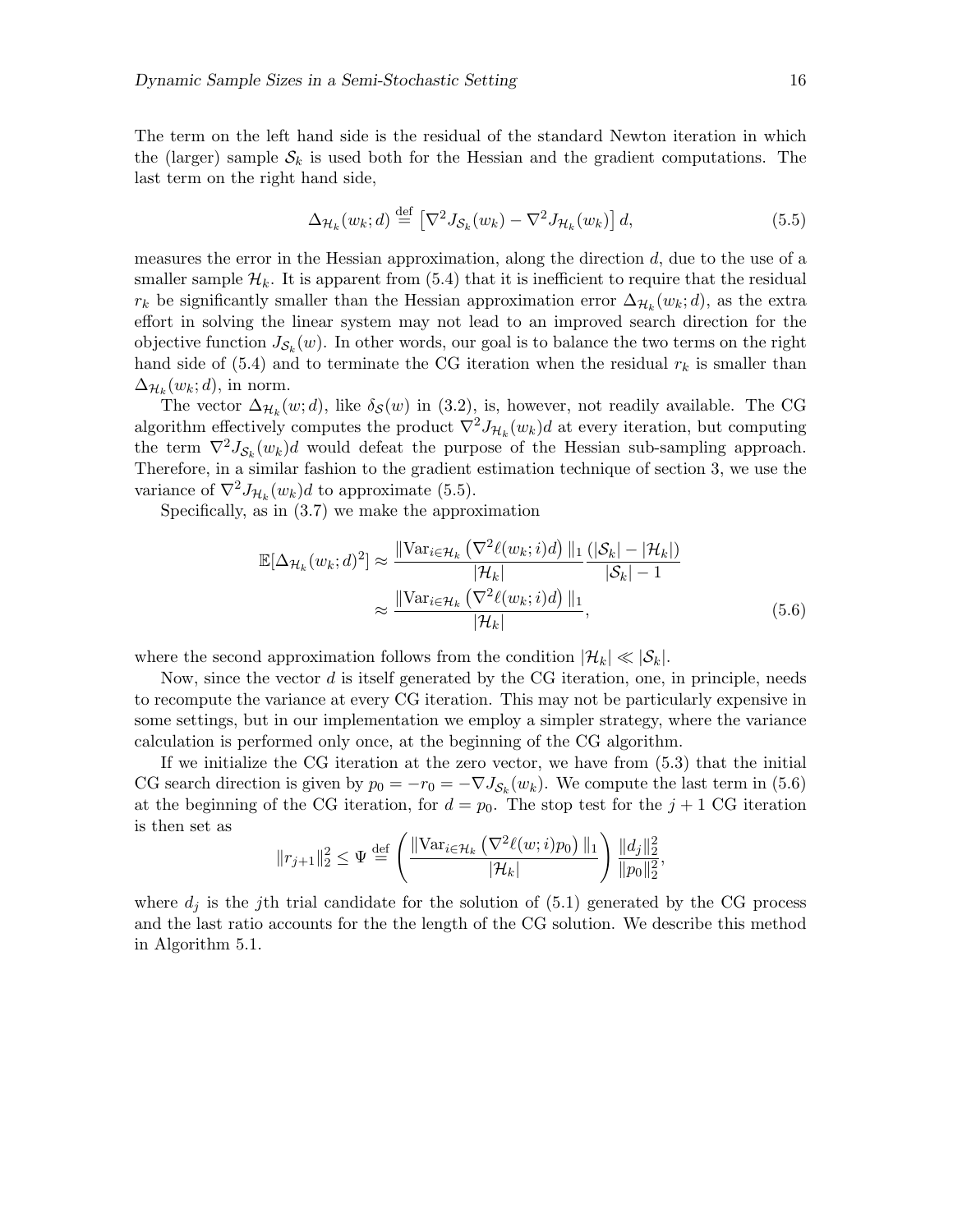The term on the left hand side is the residual of the standard Newton iteration in which the (larger) sample $\mathcal{S}_k$ is used both for the Hessian and the gradient computations. The last term on the right hand side,

$$\Delta_{\mathcal{H}_k}(w_k; d) \stackrel{\text{def}}{=} \left[\nabla^2 J_{\mathcal{S}_k}(w_k) - \nabla^2 J_{\mathcal{H}_k}(w_k)\right] d, \tag{5.5}$$

measures the error in the Hessian approximation, along the direction $d$, due to the use of a smaller sample $\mathcal{H}_k$. It is apparent from (5.4) that it is inefficient to require that the residual $r_k$ be significantly smaller than the Hessian approximation error $\Delta_{\mathcal{H}_k}(w_k; d)$, as the extra effort in solving the linear system may not lead to an improved search direction for the objective function $J_{\mathcal{S}_k}(w)$. In other words, our goal is to balance the two terms on the right hand side of (5.4) and to terminate the CG iteration when the residual $r_k$ is smaller than $\Delta_{\mathcal{H}_k}(w_k; d)$, in norm.

The vector $\Delta_{\mathcal{H}_k}(w; d)$, like $\delta_{\mathcal{S}}(w)$ in (3.2), is, however, not readily available. The CG algorithm effectively computes the product $\nabla^2 J_{\mathcal{H}_k}(w_k)d$ at every iteration, but computing the term $\nabla^2 J_{\mathcal{S}_k}(w_k)d$ would defeat the purpose of the Hessian sub-sampling approach. Therefore, in a similar fashion to the gradient estimation technique of section 3, we use the variance of $\nabla^2 J_{\mathcal{H}_k}(w_k)d$ to approximate (5.5).

Specifically, as in (3.7) we make the approximation

$$\begin{aligned}
\mathbb{E}[\Delta_{\mathcal{H}_k}(w_k; d)^2] &\approx \frac{\|\mathrm{Var}_{i\in\mathcal{H}_k}\left(\nabla^2 \ell(w_k; i)d\right)\|_1}{|\mathcal{H}_k|} \frac{(|\mathcal{S}_k| - |\mathcal{H}_k|)}{|\mathcal{S}_k| - 1} \\
&\approx \frac{\|\mathrm{Var}_{i\in\mathcal{H}_k}\left(\nabla^2 \ell(w_k; i)d\right)\|_1}{|\mathcal{H}_k|},
\end{aligned} \tag{5.6}$$

where the second approximation follows from the condition $|\mathcal{H}_k| \ll |\mathcal{S}_k|$.

Now, since the vector $d$ is itself generated by the CG iteration, one, in principle, needs to recompute the variance at every CG iteration. This may not be particularly expensive in some settings, but in our implementation we employ a simpler strategy, where the variance calculation is performed only once, at the beginning of the CG algorithm.

If we initialize the CG iteration at the zero vector, we have from (5.3) that the initial CG search direction is given by $p_0 = -r_0 = -\nabla J_{\mathcal{S}_k}(w_k)$. We compute the last term in (5.6) at the beginning of the CG iteration, for $d = p_0$. The stop test for the $j+1$ CG iteration is then set as

$$\|r_{j+1}\|_2^2 \leq \Psi \stackrel{\text{def}}{=} \left(\frac{\|\mathrm{Var}_{i\in\mathcal{H}_k}\left(\nabla^2 \ell(w; i)p_0\right)\|_1}{|\mathcal{H}_k|}\right) \frac{\|d_j\|_2^2}{\|p_0\|_2^2},$$

where $d_j$ is the $j$th trial candidate for the solution of (5.1) generated by the CG process and the last ratio accounts for the the length of the CG solution. We describe this method in Algorithm 5.1.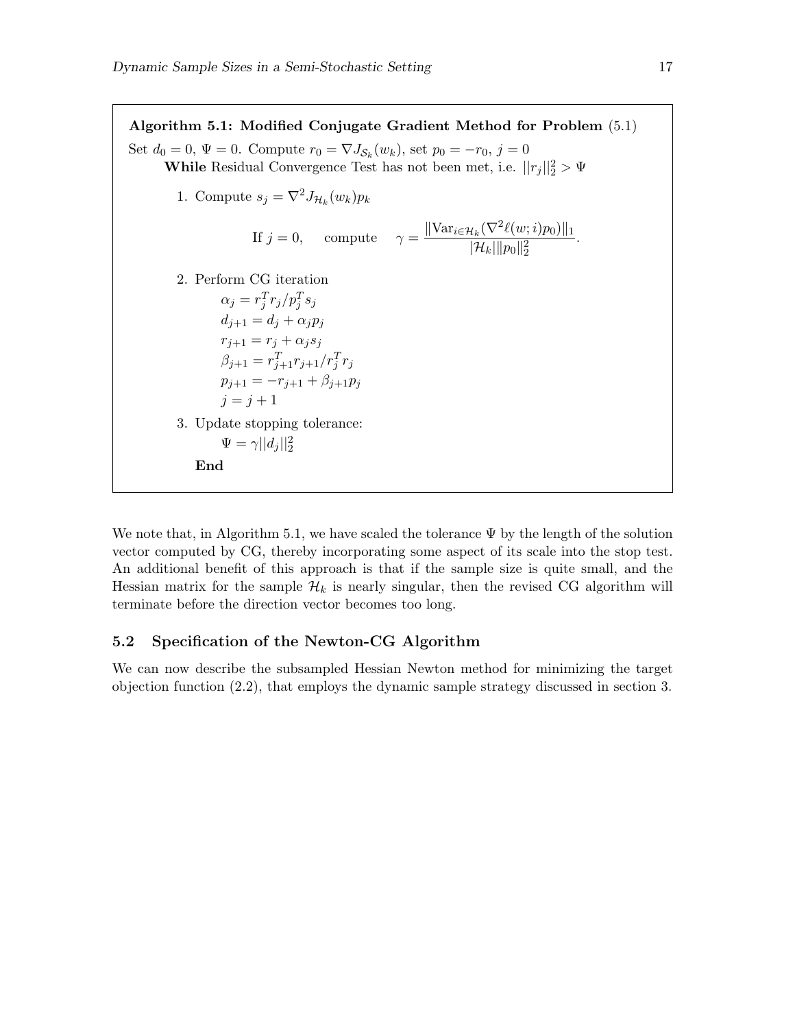**Algorithm 5.1: Modified Conjugate Gradient Method for Problem** (5.1)

Set $d_0 = 0$, $\Psi = 0$. Compute $r_0 = \nabla J_{\mathcal{S}_k}(w_k)$, set $p_0 = -r_0$, $j = 0$

**While** Residual Convergence Test has not been met, i.e. $||r_j||_2^2 > \Psi$

1. Compute $s_j = \nabla^2 J_{\mathcal{H}_k}(w_k) p_k$

   $$\text{If } j = 0, \quad \text{compute} \quad \gamma = \frac{\|\text{Var}_{i \in \mathcal{H}_k}(\nabla^2 \ell(w; i) p_0)\|_1}{|\mathcal{H}_k| \|p_0\|_2^2}.$$

2. Perform CG iteration

   $\alpha_j = r_j^T r_j / p_j^T s_j$

   $d_{j+1} = d_j + \alpha_j p_j$

   $r_{j+1} = r_j + \alpha_j s_j$

   $\beta_{j+1} = r_{j+1}^T r_{j+1} / r_j^T r_j$

   $p_{j+1} = -r_{j+1} + \beta_{j+1} p_j$

   $j = j + 1$

3. Update stopping tolerance:

   $\Psi = \gamma ||d_j||_2^2$

**End**

We note that, in Algorithm 5.1, we have scaled the tolerance $\Psi$ by the length of the solution vector computed by CG, thereby incorporating some aspect of its scale into the stop test. An additional benefit of this approach is that if the sample size is quite small, and the Hessian matrix for the sample $\mathcal{H}_k$ is nearly singular, then the revised CG algorithm will terminate before the direction vector becomes too long.

## 5.2 Specification of the Newton-CG Algorithm

We can now describe the subsampled Hessian Newton method for minimizing the target objection function (2.2), that employs the dynamic sample strategy discussed in section 3.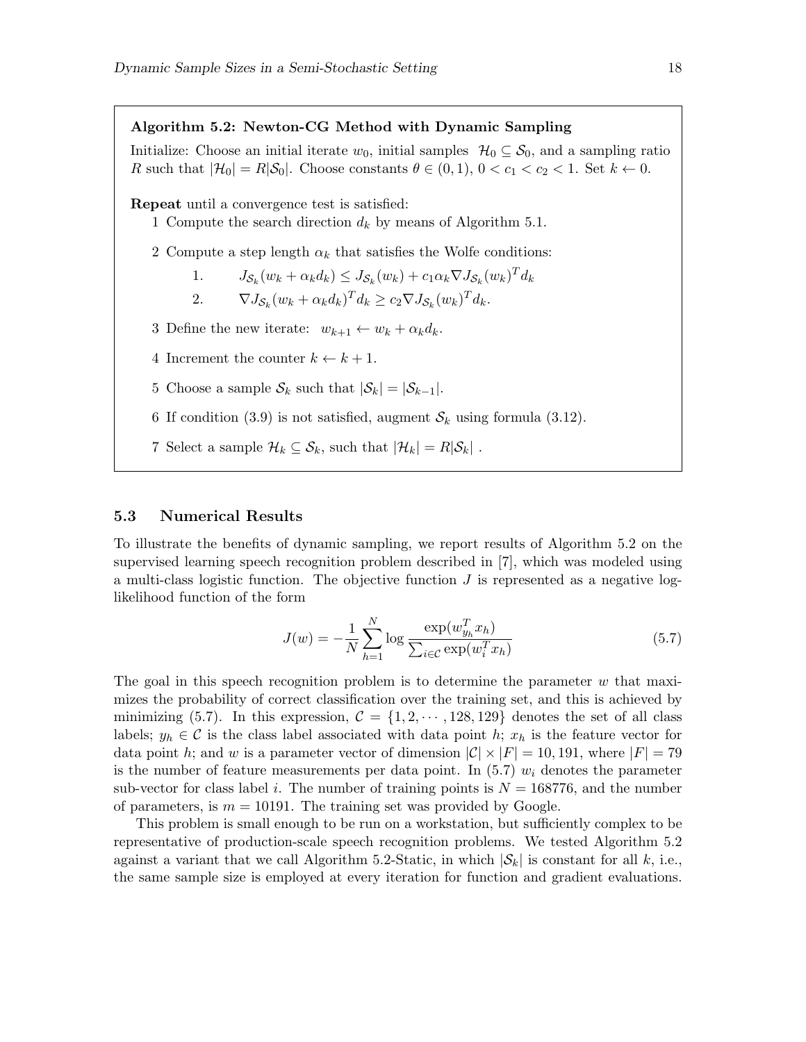**Algorithm 5.2: Newton-CG Method with Dynamic Sampling**

Initialize: Choose an initial iterate $w_0$, initial samples $\mathcal{H}_0 \subseteq \mathcal{S}_0$, and a sampling ratio $R$ such that $|\mathcal{H}_0| = R|\mathcal{S}_0|$. Choose constants $\theta \in (0,1)$, $0 < c_1 < c_2 < 1$. Set $k \leftarrow 0$.

**Repeat** until a convergence test is satisfied:

1 Compute the search direction $d_k$ by means of Algorithm 5.1.

2 Compute a step length $\alpha_k$ that satisfies the Wolfe conditions:

1. $J_{\mathcal{S}_k}(w_k + \alpha_k d_k) \leq J_{\mathcal{S}_k}(w_k) + c_1 \alpha_k \nabla J_{\mathcal{S}_k}(w_k)^T d_k$
2. $\nabla J_{\mathcal{S}_k}(w_k + \alpha_k d_k)^T d_k \geq c_2 \nabla J_{\mathcal{S}_k}(w_k)^T d_k$.

3 Define the new iterate: $w_{k+1} \leftarrow w_k + \alpha_k d_k$.

4 Increment the counter $k \leftarrow k+1$.

5 Choose a sample $\mathcal{S}_k$ such that $|\mathcal{S}_k| = |\mathcal{S}_{k-1}|$.

6 If condition (3.9) is not satisfied, augment $\mathcal{S}_k$ using formula (3.12).

7 Select a sample $\mathcal{H}_k \subseteq \mathcal{S}_k$, such that $|\mathcal{H}_k| = R|\mathcal{S}_k|$ .

## 5.3 Numerical Results

To illustrate the benefits of dynamic sampling, we report results of Algorithm 5.2 on the supervised learning speech recognition problem described in [7], which was modeled using a multi-class logistic function. The objective function $J$ is represented as a negative log-likelihood function of the form

$$J(w) = -\frac{1}{N} \sum_{h=1}^{N} \log \frac{\exp(w_{y_h}^T x_h)}{\sum_{i \in \mathcal{C}} \exp(w_i^T x_h)} \tag{5.7}$$

The goal in this speech recognition problem is to determine the parameter $w$ that maximizes the probability of correct classification over the training set, and this is achieved by minimizing (5.7). In this expression, $\mathcal{C} = \{1, 2, \cdots, 128, 129\}$ denotes the set of all class labels; $y_h \in \mathcal{C}$ is the class label associated with data point $h$; $x_h$ is the feature vector for data point $h$; and $w$ is a parameter vector of dimension $|\mathcal{C}| \times |F| = 10,191$, where $|F| = 79$ is the number of feature measurements per data point. In (5.7) $w_i$ denotes the parameter sub-vector for class label $i$. The number of training points is $N = 168776$, and the number of parameters, is $m = 10191$. The training set was provided by Google.

This problem is small enough to be run on a workstation, but sufficiently complex to be representative of production-scale speech recognition problems. We tested Algorithm 5.2 against a variant that we call Algorithm 5.2-Static, in which $|\mathcal{S}_k|$ is constant for all $k$, i.e., the same sample size is employed at every iteration for function and gradient evaluations.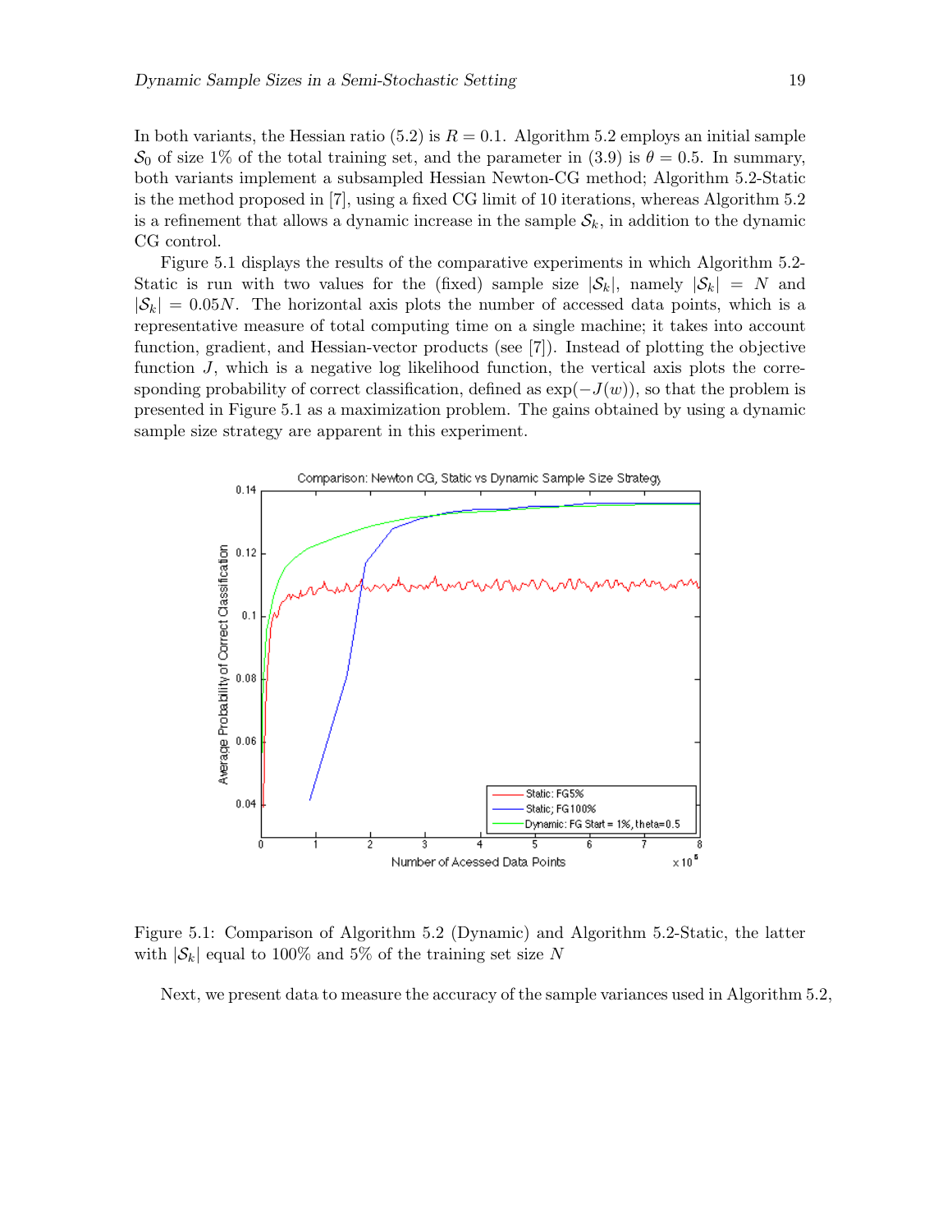In both variants, the Hessian ratio (5.2) is $R = 0.1$. Algorithm 5.2 employs an initial sample $\mathcal{S}_0$ of size 1% of the total training set, and the parameter in (3.9) is $\theta = 0.5$. In summary, both variants implement a subsampled Hessian Newton-CG method; Algorithm 5.2-Static is the method proposed in [7], using a fixed CG limit of 10 iterations, whereas Algorithm 5.2 is a refinement that allows a dynamic increase in the sample $\mathcal{S}_k$, in addition to the dynamic CG control.

Figure 5.1 displays the results of the comparative experiments in which Algorithm 5.2-Static is run with two values for the (fixed) sample size $|\mathcal{S}_k|$, namely $|\mathcal{S}_k| = N$ and $|\mathcal{S}_k| = 0.05N$. The horizontal axis plots the number of accessed data points, which is a representative measure of total computing time on a single machine; it takes into account function, gradient, and Hessian-vector products (see [7]). Instead of plotting the objective function $J$, which is a negative log likelihood function, the vertical axis plots the corresponding probability of correct classification, defined as $\exp(-J(w))$, so that the problem is presented in Figure 5.1 as a maximization problem. The gains obtained by using a dynamic sample size strategy are apparent in this experiment.

Figure 5.1: Comparison of Algorithm 5.2 (Dynamic) and Algorithm 5.2-Static, the latter with $|\mathcal{S}_k|$ equal to 100% and 5% of the training set size $N$

Next, we present data to measure the accuracy of the sample variances used in Algorithm 5.2,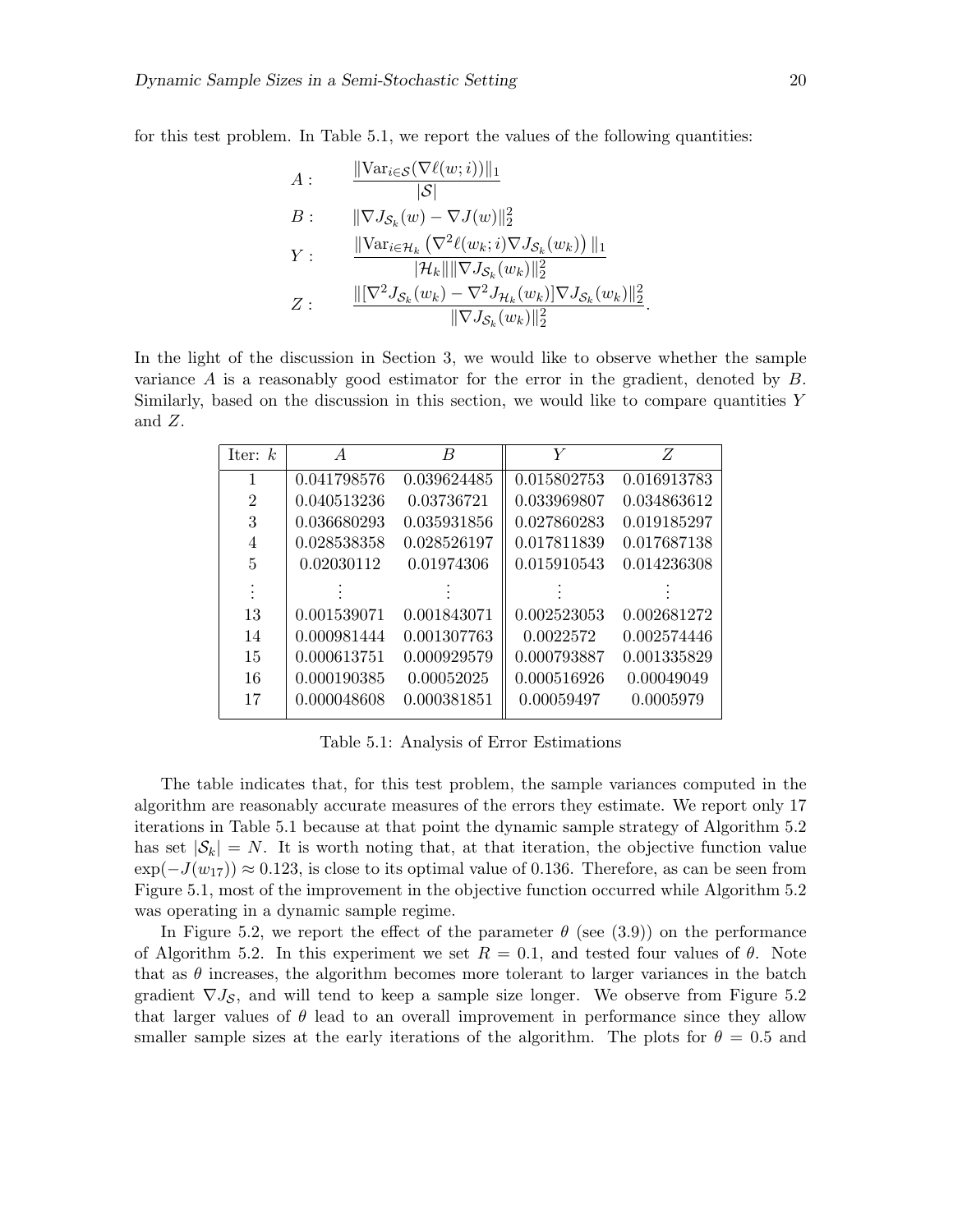for this test problem. In Table 5.1, we report the values of the following quantities:

$$
\begin{aligned}
A: &\quad \frac{\|\mathrm{Var}_{i\in\mathcal{S}}(\nabla \ell(w;i))\|_1}{|\mathcal{S}|} \\
B: &\quad \|\nabla J_{\mathcal{S}_k}(w) - \nabla J(w)\|_2^2 \\
Y: &\quad \frac{\|\mathrm{Var}_{i\in\mathcal{H}_k}\left(\nabla^2 \ell(w_k;i)\nabla J_{\mathcal{S}_k}(w_k)\right)\|_1}{|\mathcal{H}_k|\|\nabla J_{\mathcal{S}_k}(w_k)\|_2^2} \\
Z: &\quad \frac{\|[\nabla^2 J_{\mathcal{S}_k}(w_k) - \nabla^2 J_{\mathcal{H}_k}(w_k)]\nabla J_{\mathcal{S}_k}(w_k)\|_2^2}{\|\nabla J_{\mathcal{S}_k}(w_k)\|_2^2}.
\end{aligned}
$$

In the light of the discussion in Section 3, we would like to observe whether the sample variance $A$ is a reasonably good estimator for the error in the gradient, denoted by $B$. Similarly, based on the discussion in this section, we would like to compare quantities $Y$ and $Z$.

| Iter: $k$ | $A$ | $B$ | $Y$ | $Z$ |
|---|---|---|---|---|
| 1 | 0.041798576 | 0.039624485 | 0.015802753 | 0.016913783 |
| 2 | 0.040513236 | 0.03736721 | 0.033969807 | 0.034863612 |
| 3 | 0.036680293 | 0.035931856 | 0.027860283 | 0.019185297 |
| 4 | 0.028538358 | 0.028526197 | 0.017811839 | 0.017687138 |
| 5 | 0.02030112 | 0.01974306 | 0.015910543 | 0.014236308 |
| ⋮ | ⋮ | ⋮ | ⋮ | ⋮ |
| 13 | 0.001539071 | 0.001843071 | 0.002523053 | 0.002681272 |
| 14 | 0.000981444 | 0.001307763 | 0.0022572 | 0.002574446 |
| 15 | 0.000613751 | 0.000929579 | 0.000793887 | 0.001335829 |
| 16 | 0.000190385 | 0.00052025 | 0.000516926 | 0.00049049 |
| 17 | 0.000048608 | 0.000381851 | 0.00059497 | 0.0005979 |

Table 5.1: Analysis of Error Estimations

The table indicates that, for this test problem, the sample variances computed in the algorithm are reasonably accurate measures of the errors they estimate. We report only 17 iterations in Table 5.1 because at that point the dynamic sample strategy of Algorithm 5.2 has set $|\mathcal{S}_k| = N$. It is worth noting that, at that iteration, the objective function value $\exp(-J(w_{17})) \approx 0.123$, is close to its optimal value of 0.136. Therefore, as can be seen from Figure 5.1, most of the improvement in the objective function occurred while Algorithm 5.2 was operating in a dynamic sample regime.

In Figure 5.2, we report the effect of the parameter $\theta$ (see (3.9)) on the performance of Algorithm 5.2. In this experiment we set $R = 0.1$, and tested four values of $\theta$. Note that as $\theta$ increases, the algorithm becomes more tolerant to larger variances in the batch gradient $\nabla J_{\mathcal{S}}$, and will tend to keep a sample size longer. We observe from Figure 5.2 that larger values of $\theta$ lead to an overall improvement in performance since they allow smaller sample sizes at the early iterations of the algorithm. The plots for $\theta = 0.5$ and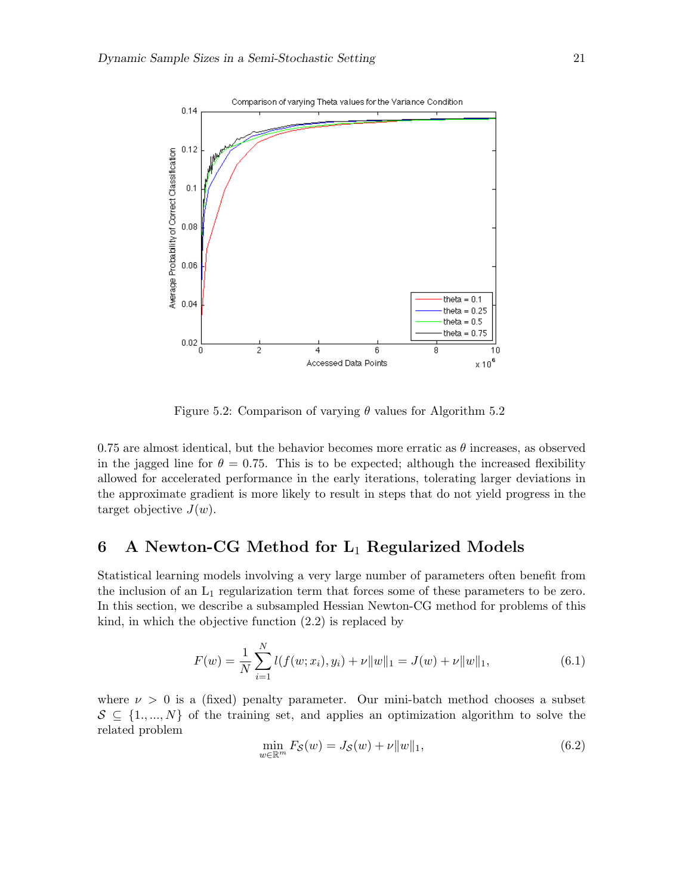Figure 5.2: Comparison of varying $\theta$ values for Algorithm 5.2

0.75 are almost identical, but the behavior becomes more erratic as $\theta$ increases, as observed in the jagged line for $\theta = 0.75$. This is to be expected; although the increased flexibility allowed for accelerated performance in the early iterations, tolerating larger deviations in the approximate gradient is more likely to result in steps that do not yield progress in the target objective $J(w)$.

# 6 A Newton-CG Method for $\mathrm{L}_1$ Regularized Models

Statistical learning models involving a very large number of parameters often benefit from the inclusion of an $\mathrm{L}_1$ regularization term that forces some of these parameters to be zero. In this section, we describe a subsampled Hessian Newton-CG method for problems of this kind, in which the objective function (2.2) is replaced by

$$F(w) = \frac{1}{N}\sum_{i=1}^{N} l(f(w; x_i), y_i) + \nu \|w\|_1 = J(w) + \nu\|w\|_1, \tag{6.1}$$

where $\nu > 0$ is a (fixed) penalty parameter. Our mini-batch method chooses a subset $\mathcal{S} \subseteq \{1., ..., N\}$ of the training set, and applies an optimization algorithm to solve the related problem

$$\min_{w \in \mathbb{R}^m} F_{\mathcal{S}}(w) = J_{\mathcal{S}}(w) + \nu\|w\|_1, \tag{6.2}$$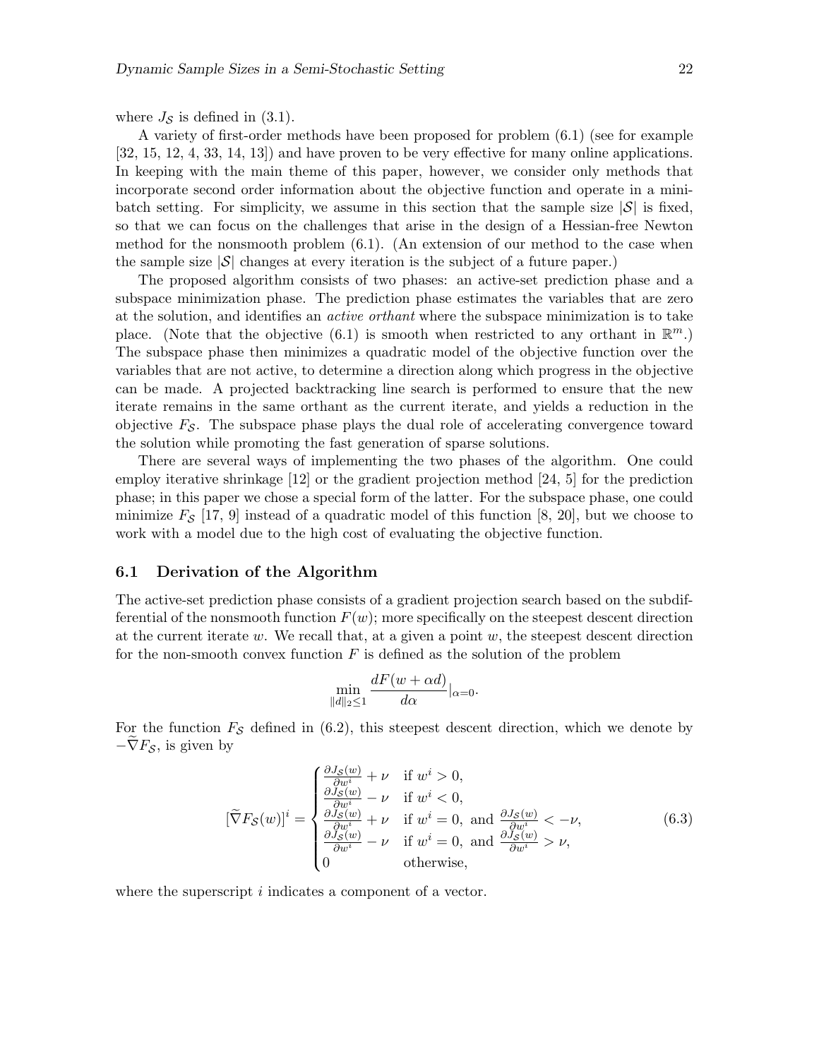where $J_{\mathcal{S}}$ is defined in (3.1).

A variety of first-order methods have been proposed for problem (6.1) (see for example [32, 15, 12, 4, 33, 14, 13]) and have proven to be very effective for many online applications. In keeping with the main theme of this paper, however, we consider only methods that incorporate second order information about the objective function and operate in a mini-batch setting. For simplicity, we assume in this section that the sample size $|\mathcal{S}|$ is fixed, so that we can focus on the challenges that arise in the design of a Hessian-free Newton method for the nonsmooth problem (6.1). (An extension of our method to the case when the sample size $|\mathcal{S}|$ changes at every iteration is the subject of a future paper.)

The proposed algorithm consists of two phases: an active-set prediction phase and a subspace minimization phase. The prediction phase estimates the variables that are zero at the solution, and identifies an *active orthant* where the subspace minimization is to take place. (Note that the objective (6.1) is smooth when restricted to any orthant in $\mathbb{R}^m$.) The subspace phase then minimizes a quadratic model of the objective function over the variables that are not active, to determine a direction along which progress in the objective can be made. A projected backtracking line search is performed to ensure that the new iterate remains in the same orthant as the current iterate, and yields a reduction in the objective $F_{\mathcal{S}}$. The subspace phase plays the dual role of accelerating convergence toward the solution while promoting the fast generation of sparse solutions.

There are several ways of implementing the two phases of the algorithm. One could employ iterative shrinkage [12] or the gradient projection method [24, 5] for the prediction phase; in this paper we chose a special form of the latter. For the subspace phase, one could minimize $F_{\mathcal{S}}$ [17, 9] instead of a quadratic model of this function [8, 20], but we choose to work with a model due to the high cost of evaluating the objective function.

## 6.1 Derivation of the Algorithm

The active-set prediction phase consists of a gradient projection search based on the subdifferential of the nonsmooth function $F(w)$; more specifically on the steepest descent direction at the current iterate $w$. We recall that, at a given a point $w$, the steepest descent direction for the non-smooth convex function $F$ is defined as the solution of the problem

$$\min_{\|d\|_2 \le 1} \frac{dF(w + \alpha d)}{d\alpha}\Big|_{\alpha=0}.$$

For the function $F_{\mathcal{S}}$ defined in (6.2), this steepest descent direction, which we denote by $-\widetilde{\nabla} F_{\mathcal{S}}$, is given by

$$[\widetilde{\nabla} F_{\mathcal{S}}(w)]^i = \begin{cases} \frac{\partial J_{\mathcal{S}}(w)}{\partial w^i} + \nu & \text{if } w^i > 0, \\ \frac{\partial J_{\mathcal{S}}(w)}{\partial w^i} - \nu & \text{if } w^i < 0, \\ \frac{\partial J_{\mathcal{S}}(w)}{\partial w^i} + \nu & \text{if } w^i = 0, \text{ and } \frac{\partial J_{\mathcal{S}}(w)}{\partial w^i} < -\nu, \\ \frac{\partial J_{\mathcal{S}}(w)}{\partial w^i} - \nu & \text{if } w^i = 0, \text{ and } \frac{\partial J_{\mathcal{S}}(w)}{\partial w^i} > \nu, \\ 0 & \text{otherwise,} \end{cases} \tag{6.3}$$

where the superscript $i$ indicates a component of a vector.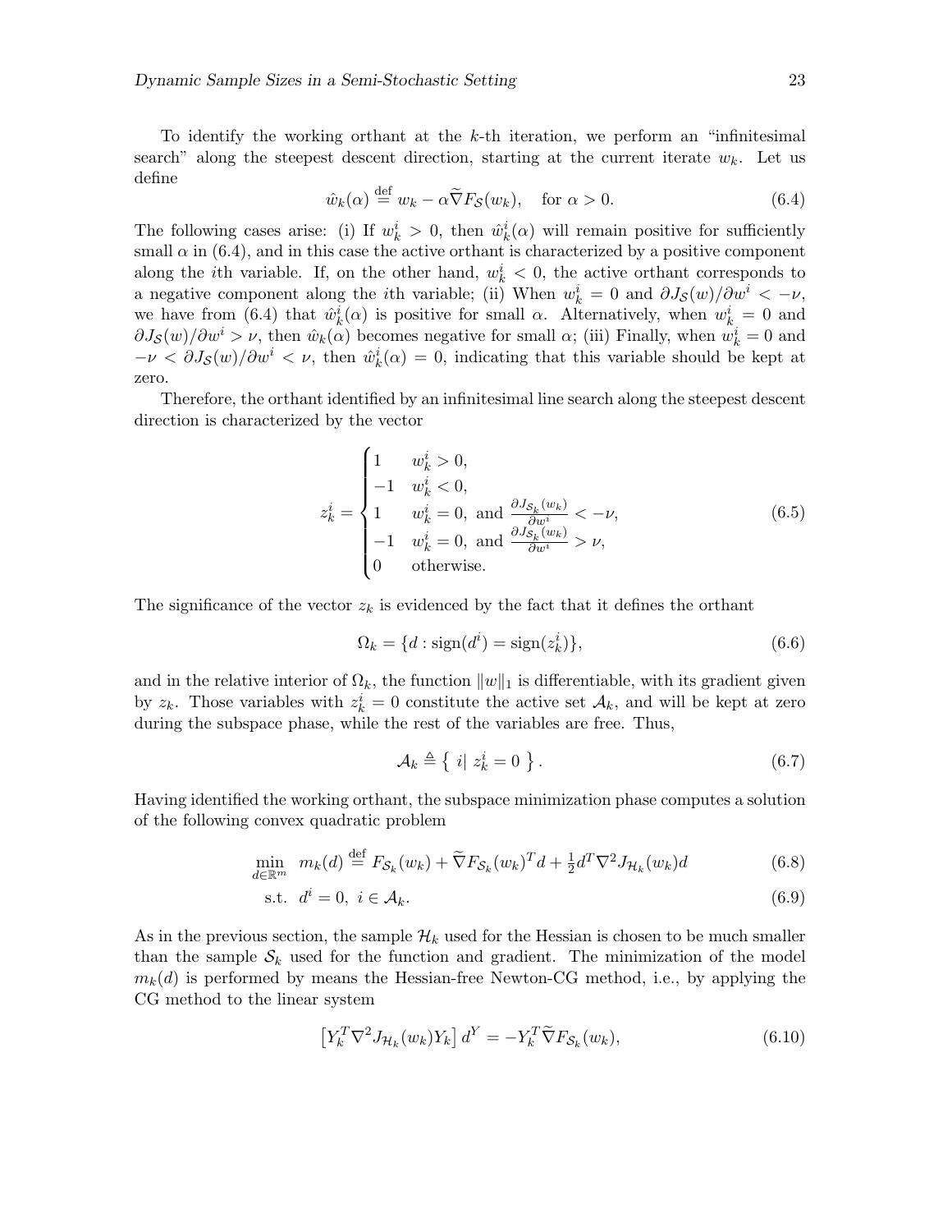To identify the working orthant at the $k$-th iteration, we perform an "infinitesimal search" along the steepest descent direction, starting at the current iterate $w_k$. Let us define

$$\hat{w}_k(\alpha) \stackrel{\text{def}}{=} w_k - \alpha \widetilde{\nabla} F_{\mathcal{S}}(w_k), \quad \text{for } \alpha > 0. \tag{6.4}$$

The following cases arise: (i) If $w_k^i > 0$, then $\hat{w}_k^i(\alpha)$ will remain positive for sufficiently small $\alpha$ in (6.4), and in this case the active orthant is characterized by a positive component along the $i$th variable. If, on the other hand, $w_k^i < 0$, the active orthant corresponds to a negative component along the $i$th variable; (ii) When $w_k^i = 0$ and $\partial J_{\mathcal{S}}(w)/\partial w^i < -\nu$, we have from (6.4) that $\hat{w}_k^i(\alpha)$ is positive for small $\alpha$. Alternatively, when $w_k^i = 0$ and $\partial J_{\mathcal{S}}(w)/\partial w^i > \nu$, then $\hat{w}_k(\alpha)$ becomes negative for small $\alpha$; (iii) Finally, when $w_k^i = 0$ and $-\nu < \partial J_{\mathcal{S}}(w)/\partial w^i < \nu$, then $\hat{w}_k^i(\alpha) = 0$, indicating that this variable should be kept at zero.

Therefore, the orthant identified by an infinitesimal line search along the steepest descent direction is characterized by the vector

$$z_k^i = \begin{cases} 1 & w_k^i > 0, \\ -1 & w_k^i < 0, \\ 1 & w_k^i = 0, \text{ and } \frac{\partial J_{\mathcal{S}_k}(w_k)}{\partial w^i} < -\nu, \\ -1 & w_k^i = 0, \text{ and } \frac{\partial J_{\mathcal{S}_k}(w_k)}{\partial w^i} > \nu, \\ 0 & \text{otherwise.} \end{cases} \tag{6.5}$$

The significance of the vector $z_k$ is evidenced by the fact that it defines the orthant

$$\Omega_k = \{d : \text{sign}(d^i) = \text{sign}(z_k^i)\}, \tag{6.6}$$

and in the relative interior of $\Omega_k$, the function $\|w\|_1$ is differentiable, with its gradient given by $z_k$. Those variables with $z_k^i = 0$ constitute the active set $\mathcal{A}_k$, and will be kept at zero during the subspace phase, while the rest of the variables are free. Thus,

$$\mathcal{A}_k \triangleq \left\{ \, i | \; z_k^i = 0 \, \right\}. \tag{6.7}$$

Having identified the working orthant, the subspace minimization phase computes a solution of the following convex quadratic problem

$$\min_{d \in \mathbb{R}^m} \; m_k(d) \stackrel{\text{def}}{=} F_{\mathcal{S}_k}(w_k) + \widetilde{\nabla} F_{\mathcal{S}_k}(w_k)^T d + \tfrac{1}{2} d^T \nabla^2 J_{\mathcal{H}_k}(w_k) d \tag{6.8}$$

$$\text{s.t.} \;\; d^i = 0, \; i \in \mathcal{A}_k. \tag{6.9}$$

As in the previous section, the sample $\mathcal{H}_k$ used for the Hessian is chosen to be much smaller than the sample $\mathcal{S}_k$ used for the function and gradient. The minimization of the model $m_k(d)$ is performed by means the Hessian-free Newton-CG method, i.e., by applying the CG method to the linear system

$$\left[ Y_k^T \nabla^2 J_{\mathcal{H}_k}(w_k) Y_k \right] d^Y = -Y_k^T \widetilde{\nabla} F_{\mathcal{S}_k}(w_k), \tag{6.10}$$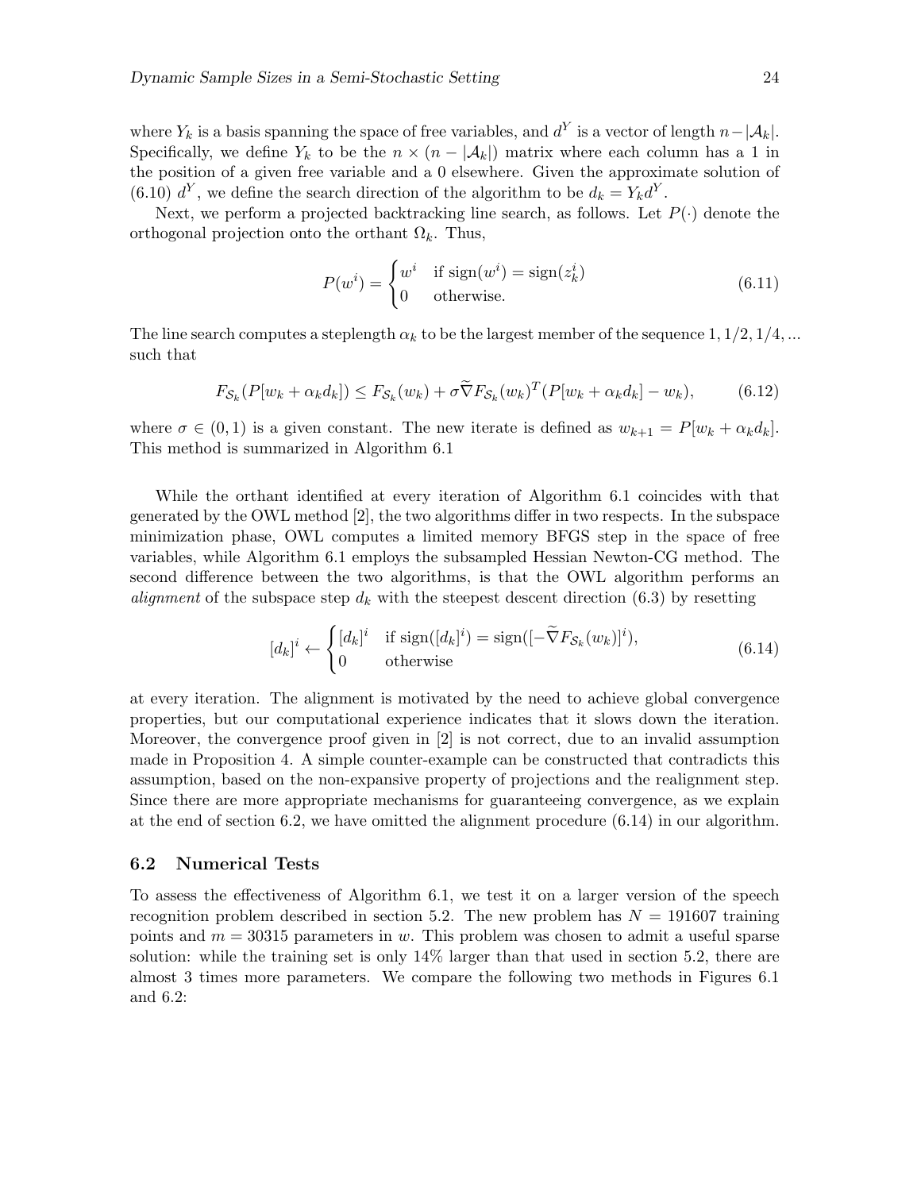where $Y_k$ is a basis spanning the space of free variables, and $d^Y$ is a vector of length $n - |\mathcal{A}_k|$. Specifically, we define $Y_k$ to be the $n \times (n - |\mathcal{A}_k|)$ matrix where each column has a 1 in the position of a given free variable and a 0 elsewhere. Given the approximate solution of (6.10) $d^Y$, we define the search direction of the algorithm to be $d_k = Y_k d^Y$.

Next, we perform a projected backtracking line search, as follows. Let $P(\cdot)$ denote the orthogonal projection onto the orthant $\Omega_k$. Thus,

$$P(w^i) = \begin{cases} w^i & \text{if } \operatorname{sign}(w^i) = \operatorname{sign}(z_k^i) \\ 0 & \text{otherwise.} \end{cases} \tag{6.11}$$

The line search computes a steplength $\alpha_k$ to be the largest member of the sequence $1, 1/2, 1/4, \ldots$ such that

$$F_{\mathcal{S}_k}(P[w_k + \alpha_k d_k]) \leq F_{\mathcal{S}_k}(w_k) + \sigma \widetilde{\nabla} F_{\mathcal{S}_k}(w_k)^T (P[w_k + \alpha_k d_k] - w_k), \tag{6.12}$$

where $\sigma \in (0,1)$ is a given constant. The new iterate is defined as $w_{k+1} = P[w_k + \alpha_k d_k]$. This method is summarized in Algorithm 6.1

While the orthant identified at every iteration of Algorithm 6.1 coincides with that generated by the OWL method [2], the two algorithms differ in two respects. In the subspace minimization phase, OWL computes a limited memory BFGS step in the space of free variables, while Algorithm 6.1 employs the subsampled Hessian Newton-CG method. The second difference between the two algorithms, is that the OWL algorithm performs an *alignment* of the subspace step $d_k$ with the steepest descent direction (6.3) by resetting

$$[d_k]^i \leftarrow \begin{cases} [d_k]^i & \text{if } \operatorname{sign}([d_k]^i) = \operatorname{sign}([-\widetilde{\nabla} F_{\mathcal{S}_k}(w_k)]^i), \\ 0 & \text{otherwise} \end{cases} \tag{6.14}$$

at every iteration. The alignment is motivated by the need to achieve global convergence properties, but our computational experience indicates that it slows down the iteration. Moreover, the convergence proof given in [2] is not correct, due to an invalid assumption made in Proposition 4. A simple counter-example can be constructed that contradicts this assumption, based on the non-expansive property of projections and the realignment step. Since there are more appropriate mechanisms for guaranteeing convergence, as we explain at the end of section 6.2, we have omitted the alignment procedure (6.14) in our algorithm.

## 6.2 Numerical Tests

To assess the effectiveness of Algorithm 6.1, we test it on a larger version of the speech recognition problem described in section 5.2. The new problem has $N = 191607$ training points and $m = 30315$ parameters in $w$. This problem was chosen to admit a useful sparse solution: while the training set is only 14% larger than that used in section 5.2, there are almost 3 times more parameters. We compare the following two methods in Figures 6.1 and 6.2: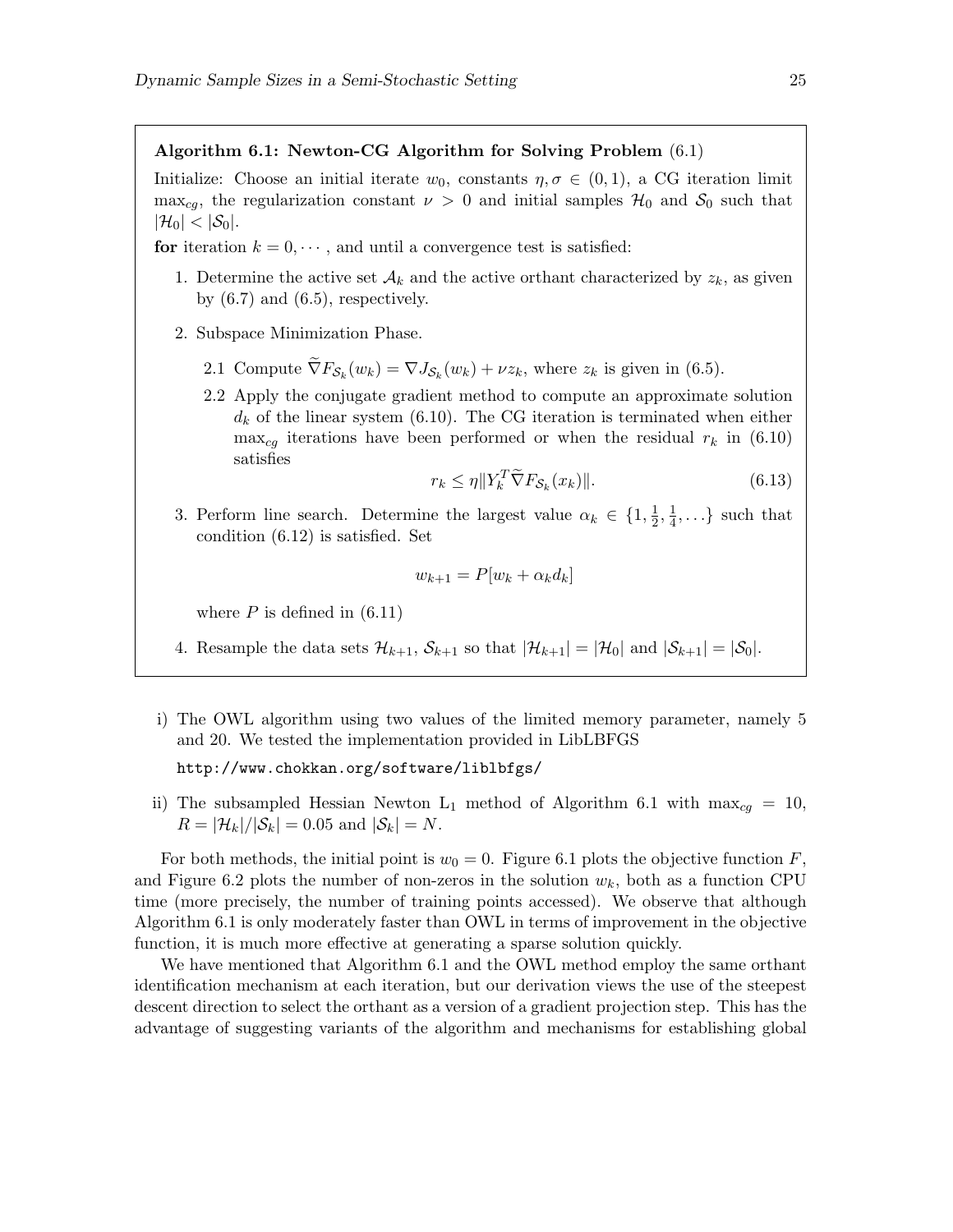**Algorithm 6.1: Newton-CG Algorithm for Solving Problem** (6.1)

Initialize: Choose an initial iterate $w_0$, constants $\eta, \sigma \in (0,1)$, a CG iteration limit $\max_{cg}$, the regularization constant $\nu > 0$ and initial samples $\mathcal{H}_0$ and $\mathcal{S}_0$ such that $|\mathcal{H}_0| < |\mathcal{S}_0|$.

**for** iteration $k = 0, \cdots$, and until a convergence test is satisfied:

1. Determine the active set $\mathcal{A}_k$ and the active orthant characterized by $z_k$, as given by (6.7) and (6.5), respectively.
2. Subspace Minimization Phase.

   2.1 Compute $\widetilde{\nabla} F_{\mathcal{S}_k}(w_k) = \nabla J_{\mathcal{S}_k}(w_k) + \nu z_k$, where $z_k$ is given in (6.5).

   2.2 Apply the conjugate gradient method to compute an approximate solution $d_k$ of the linear system (6.10). The CG iteration is terminated when either $\max_{cg}$ iterations have been performed or when the residual $r_k$ in (6.10) satisfies
   $$r_k \leq \eta \| Y_k^T \widetilde{\nabla} F_{\mathcal{S}_k}(x_k) \|. \tag{6.13}$$

3. Perform line search. Determine the largest value $\alpha_k \in \{1, \frac{1}{2}, \frac{1}{4}, \ldots\}$ such that condition (6.12) is satisfied. Set
   $$w_{k+1} = P[w_k + \alpha_k d_k]$$
   where $P$ is defined in (6.11)
4. Resample the data sets $\mathcal{H}_{k+1}$, $\mathcal{S}_{k+1}$ so that $|\mathcal{H}_{k+1}| = |\mathcal{H}_0|$ and $|\mathcal{S}_{k+1}| = |\mathcal{S}_0|$.

i) The OWL algorithm using two values of the limited memory parameter, namely 5 and 20. We tested the implementation provided in LibLBFGS

   `http://www.chokkan.org/software/liblbfgs/`

ii) The subsampled Hessian Newton $L_1$ method of Algorithm 6.1 with $\max_{cg} = 10$, $R = |\mathcal{H}_k|/|\mathcal{S}_k| = 0.05$ and $|\mathcal{S}_k| = N$.

For both methods, the initial point is $w_0 = 0$. Figure 6.1 plots the objective function $F$, and Figure 6.2 plots the number of non-zeros in the solution $w_k$, both as a function CPU time (more precisely, the number of training points accessed). We observe that although Algorithm 6.1 is only moderately faster than OWL in terms of improvement in the objective function, it is much more effective at generating a sparse solution quickly.

We have mentioned that Algorithm 6.1 and the OWL method employ the same orthant identification mechanism at each iteration, but our derivation views the use of the steepest descent direction to select the orthant as a version of a gradient projection step. This has the advantage of suggesting variants of the algorithm and mechanisms for establishing global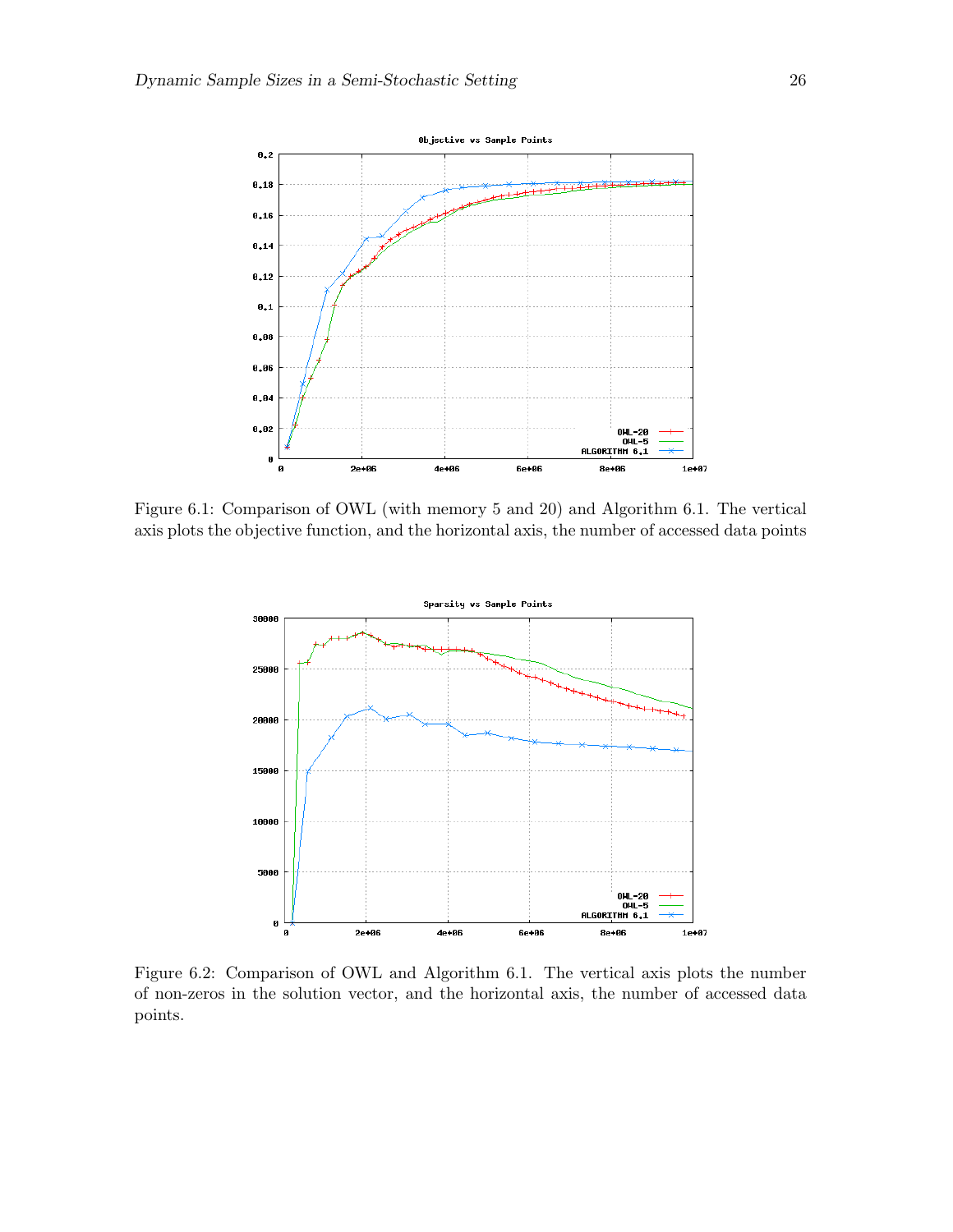Figure 6.1: Comparison of OWL (with memory 5 and 20) and Algorithm 6.1. The vertical axis plots the objective function, and the horizontal axis, the number of accessed data points

Figure 6.2: Comparison of OWL and Algorithm 6.1. The vertical axis plots the number of non-zeros in the solution vector, and the horizontal axis, the number of accessed data points.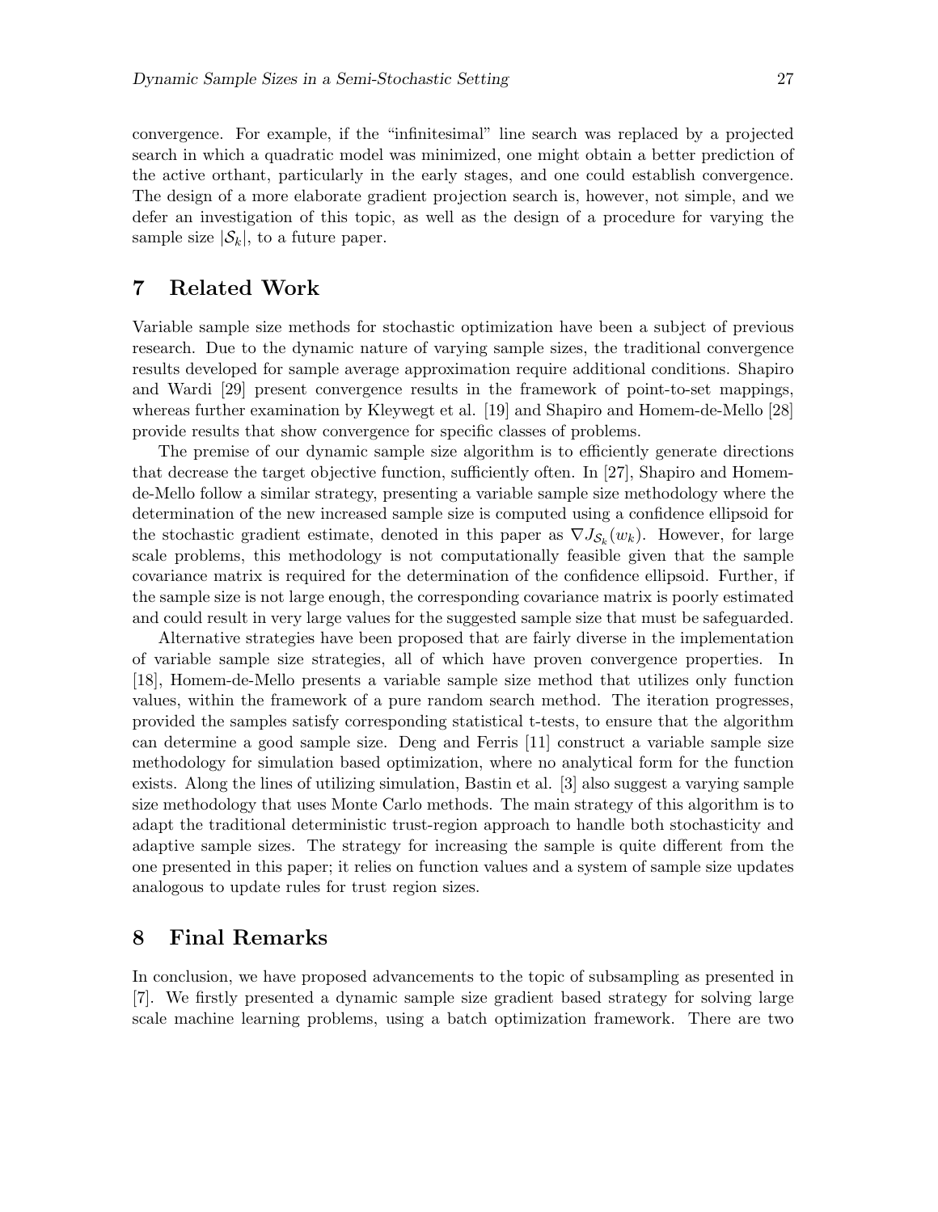convergence. For example, if the "infinitesimal" line search was replaced by a projected search in which a quadratic model was minimized, one might obtain a better prediction of the active orthant, particularly in the early stages, and one could establish convergence. The design of a more elaborate gradient projection search is, however, not simple, and we defer an investigation of this topic, as well as the design of a procedure for varying the sample size $|\mathcal{S}_k|$, to a future paper.

## 7 Related Work

Variable sample size methods for stochastic optimization have been a subject of previous research. Due to the dynamic nature of varying sample sizes, the traditional convergence results developed for sample average approximation require additional conditions. Shapiro and Wardi [29] present convergence results in the framework of point-to-set mappings, whereas further examination by Kleywegt et al. [19] and Shapiro and Homem-de-Mello [28] provide results that show convergence for specific classes of problems.

The premise of our dynamic sample size algorithm is to efficiently generate directions that decrease the target objective function, sufficiently often. In [27], Shapiro and Homem-de-Mello follow a similar strategy, presenting a variable sample size methodology where the determination of the new increased sample size is computed using a confidence ellipsoid for the stochastic gradient estimate, denoted in this paper as $\nabla J_{\mathcal{S}_k}(w_k)$. However, for large scale problems, this methodology is not computationally feasible given that the sample covariance matrix is required for the determination of the confidence ellipsoid. Further, if the sample size is not large enough, the corresponding covariance matrix is poorly estimated and could result in very large values for the suggested sample size that must be safeguarded.

Alternative strategies have been proposed that are fairly diverse in the implementation of variable sample size strategies, all of which have proven convergence properties. In [18], Homem-de-Mello presents a variable sample size method that utilizes only function values, within the framework of a pure random search method. The iteration progresses, provided the samples satisfy corresponding statistical t-tests, to ensure that the algorithm can determine a good sample size. Deng and Ferris [11] construct a variable sample size methodology for simulation based optimization, where no analytical form for the function exists. Along the lines of utilizing simulation, Bastin et al. [3] also suggest a varying sample size methodology that uses Monte Carlo methods. The main strategy of this algorithm is to adapt the traditional deterministic trust-region approach to handle both stochasticity and adaptive sample sizes. The strategy for increasing the sample is quite different from the one presented in this paper; it relies on function values and a system of sample size updates analogous to update rules for trust region sizes.

## 8 Final Remarks

In conclusion, we have proposed advancements to the topic of subsampling as presented in [7]. We firstly presented a dynamic sample size gradient based strategy for solving large scale machine learning problems, using a batch optimization framework. There are two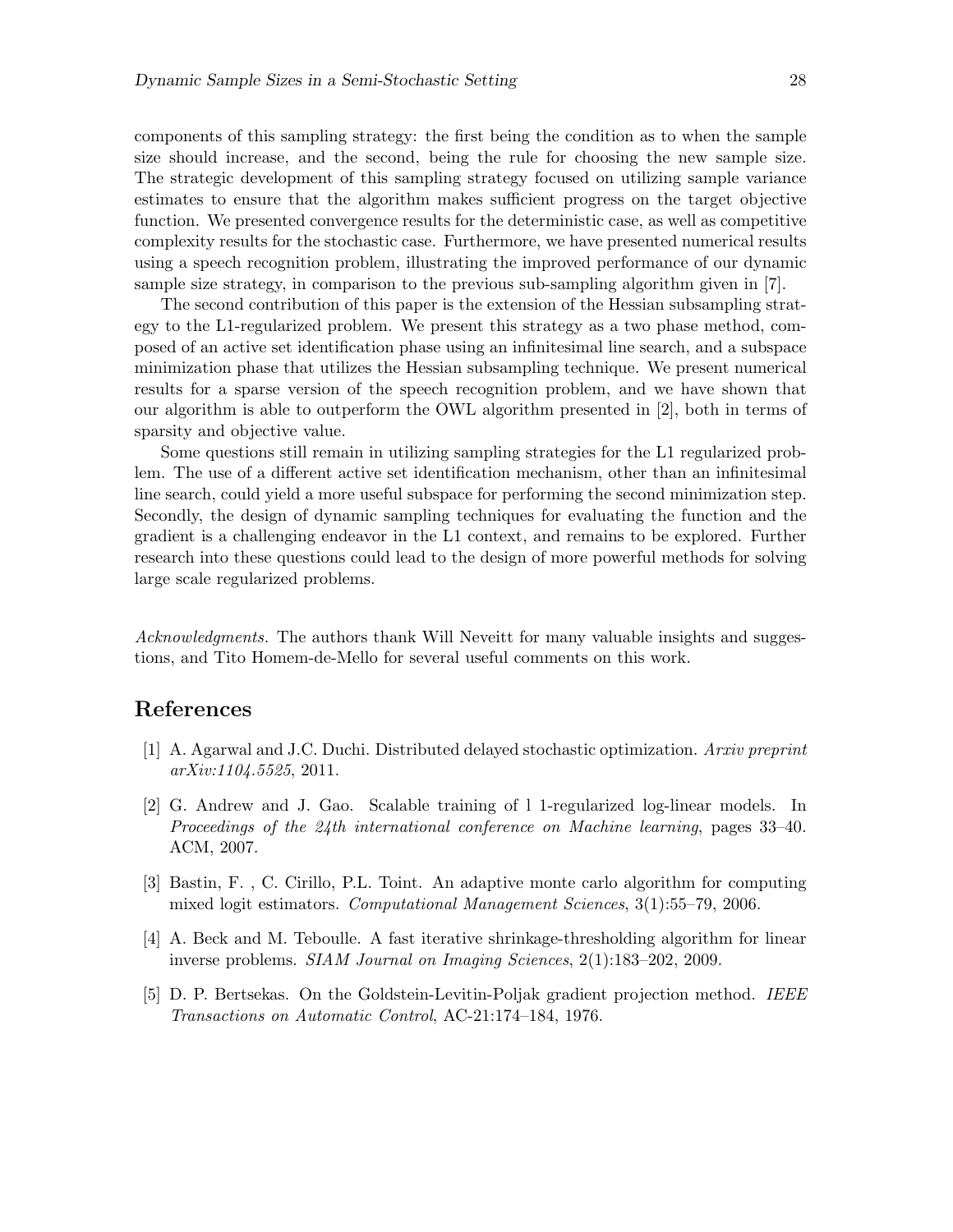components of this sampling strategy: the first being the condition as to when the sample size should increase, and the second, being the rule for choosing the new sample size. The strategic development of this sampling strategy focused on utilizing sample variance estimates to ensure that the algorithm makes sufficient progress on the target objective function. We presented convergence results for the deterministic case, as well as competitive complexity results for the stochastic case. Furthermore, we have presented numerical results using a speech recognition problem, illustrating the improved performance of our dynamic sample size strategy, in comparison to the previous sub-sampling algorithm given in [7].

The second contribution of this paper is the extension of the Hessian subsampling strategy to the L1-regularized problem. We present this strategy as a two phase method, composed of an active set identification phase using an infinitesimal line search, and a subspace minimization phase that utilizes the Hessian subsampling technique. We present numerical results for a sparse version of the speech recognition problem, and we have shown that our algorithm is able to outperform the OWL algorithm presented in [2], both in terms of sparsity and objective value.

Some questions still remain in utilizing sampling strategies for the L1 regularized problem. The use of a different active set identification mechanism, other than an infinitesimal line search, could yield a more useful subspace for performing the second minimization step. Secondly, the design of dynamic sampling techniques for evaluating the function and the gradient is a challenging endeavor in the L1 context, and remains to be explored. Further research into these questions could lead to the design of more powerful methods for solving large scale regularized problems.

*Acknowledgments.* The authors thank Will Neveitt for many valuable insights and suggestions, and Tito Homem-de-Mello for several useful comments on this work.

## References

[1] A. Agarwal and J.C. Duchi. Distributed delayed stochastic optimization. *Arxiv preprint arXiv:1104.5525*, 2011.

[2] G. Andrew and J. Gao. Scalable training of l 1-regularized log-linear models. In *Proceedings of the 24th international conference on Machine learning*, pages 33–40. ACM, 2007.

[3] Bastin, F. , C. Cirillo, P.L. Toint. An adaptive monte carlo algorithm for computing mixed logit estimators. *Computational Management Sciences*, 3(1):55–79, 2006.

[4] A. Beck and M. Teboulle. A fast iterative shrinkage-thresholding algorithm for linear inverse problems. *SIAM Journal on Imaging Sciences*, 2(1):183–202, 2009.

[5] D. P. Bertsekas. On the Goldstein-Levitin-Poljak gradient projection method. *IEEE Transactions on Automatic Control*, AC-21:174–184, 1976.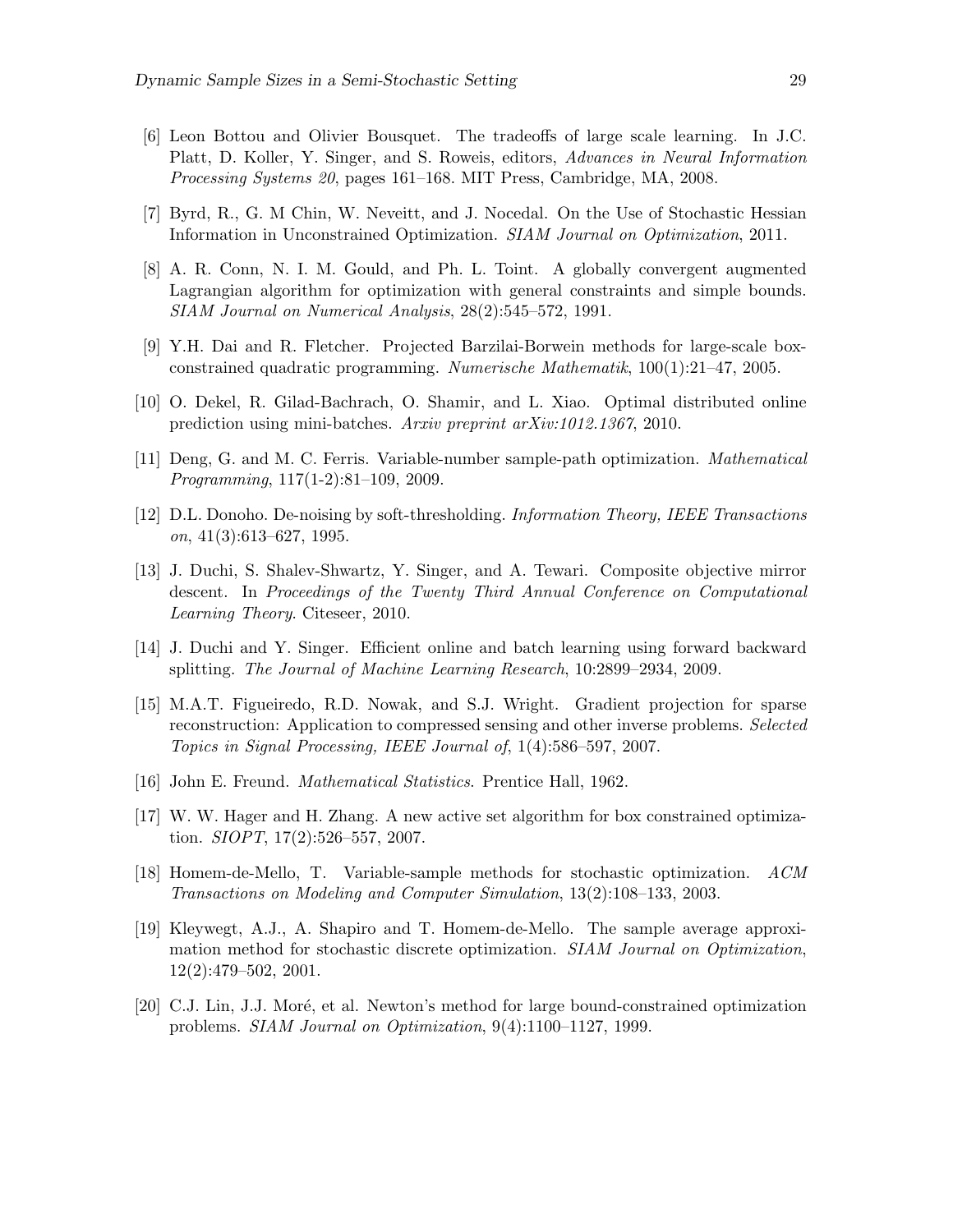[6] Leon Bottou and Olivier Bousquet. The tradeoffs of large scale learning. In J.C. Platt, D. Koller, Y. Singer, and S. Roweis, editors, *Advances in Neural Information Processing Systems 20*, pages 161–168. MIT Press, Cambridge, MA, 2008.

[7] Byrd, R., G. M Chin, W. Neveitt, and J. Nocedal. On the Use of Stochastic Hessian Information in Unconstrained Optimization. *SIAM Journal on Optimization*, 2011.

[8] A. R. Conn, N. I. M. Gould, and Ph. L. Toint. A globally convergent augmented Lagrangian algorithm for optimization with general constraints and simple bounds. *SIAM Journal on Numerical Analysis*, 28(2):545–572, 1991.

[9] Y.H. Dai and R. Fletcher. Projected Barzilai-Borwein methods for large-scale box-constrained quadratic programming. *Numerische Mathematik*, 100(1):21–47, 2005.

[10] O. Dekel, R. Gilad-Bachrach, O. Shamir, and L. Xiao. Optimal distributed online prediction using mini-batches. *Arxiv preprint arXiv:1012.1367*, 2010.

[11] Deng, G. and M. C. Ferris. Variable-number sample-path optimization. *Mathematical Programming*, 117(1-2):81–109, 2009.

[12] D.L. Donoho. De-noising by soft-thresholding. *Information Theory, IEEE Transactions on*, 41(3):613–627, 1995.

[13] J. Duchi, S. Shalev-Shwartz, Y. Singer, and A. Tewari. Composite objective mirror descent. In *Proceedings of the Twenty Third Annual Conference on Computational Learning Theory*. Citeseer, 2010.

[14] J. Duchi and Y. Singer. Efficient online and batch learning using forward backward splitting. *The Journal of Machine Learning Research*, 10:2899–2934, 2009.

[15] M.A.T. Figueiredo, R.D. Nowak, and S.J. Wright. Gradient projection for sparse reconstruction: Application to compressed sensing and other inverse problems. *Selected Topics in Signal Processing, IEEE Journal of*, 1(4):586–597, 2007.

[16] John E. Freund. *Mathematical Statistics*. Prentice Hall, 1962.

[17] W. W. Hager and H. Zhang. A new active set algorithm for box constrained optimization. *SIOPT*, 17(2):526–557, 2007.

[18] Homem-de-Mello, T. Variable-sample methods for stochastic optimization. *ACM Transactions on Modeling and Computer Simulation*, 13(2):108–133, 2003.

[19] Kleywegt, A.J., A. Shapiro and T. Homem-de-Mello. The sample average approximation method for stochastic discrete optimization. *SIAM Journal on Optimization*, 12(2):479–502, 2001.

[20] C.J. Lin, J.J. Moré, et al. Newton's method for large bound-constrained optimization problems. *SIAM Journal on Optimization*, 9(4):1100–1127, 1999.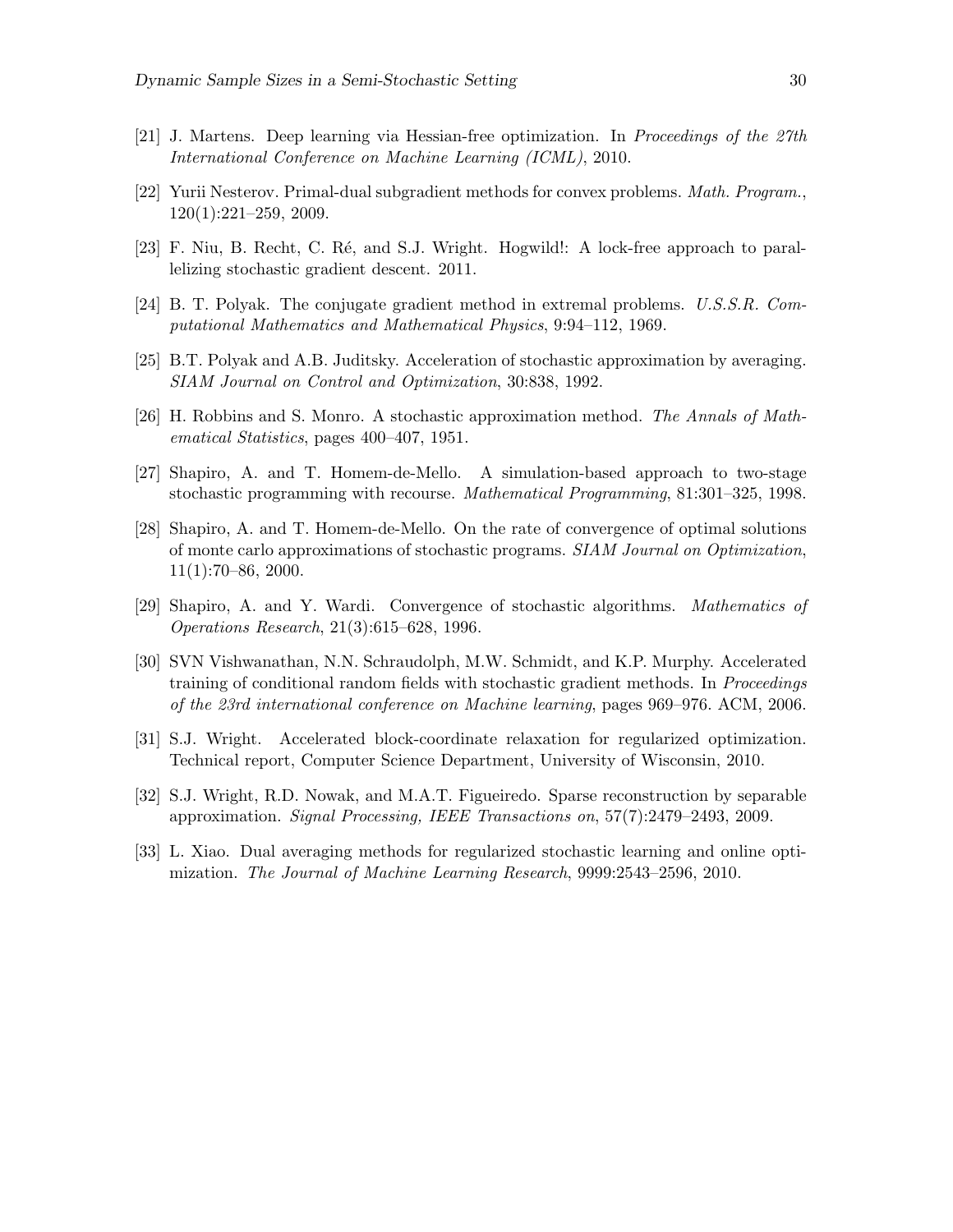[21] J. Martens. Deep learning via Hessian-free optimization. In *Proceedings of the 27th International Conference on Machine Learning (ICML)*, 2010.

[22] Yurii Nesterov. Primal-dual subgradient methods for convex problems. *Math. Program.*, 120(1):221–259, 2009.

[23] F. Niu, B. Recht, C. Ré, and S.J. Wright. Hogwild!: A lock-free approach to parallelizing stochastic gradient descent. 2011.

[24] B. T. Polyak. The conjugate gradient method in extremal problems. *U.S.S.R. Computational Mathematics and Mathematical Physics*, 9:94–112, 1969.

[25] B.T. Polyak and A.B. Juditsky. Acceleration of stochastic approximation by averaging. *SIAM Journal on Control and Optimization*, 30:838, 1992.

[26] H. Robbins and S. Monro. A stochastic approximation method. *The Annals of Mathematical Statistics*, pages 400–407, 1951.

[27] Shapiro, A. and T. Homem-de-Mello. A simulation-based approach to two-stage stochastic programming with recourse. *Mathematical Programming*, 81:301–325, 1998.

[28] Shapiro, A. and T. Homem-de-Mello. On the rate of convergence of optimal solutions of monte carlo approximations of stochastic programs. *SIAM Journal on Optimization*, 11(1):70–86, 2000.

[29] Shapiro, A. and Y. Wardi. Convergence of stochastic algorithms. *Mathematics of Operations Research*, 21(3):615–628, 1996.

[30] SVN Vishwanathan, N.N. Schraudolph, M.W. Schmidt, and K.P. Murphy. Accelerated training of conditional random fields with stochastic gradient methods. In *Proceedings of the 23rd international conference on Machine learning*, pages 969–976. ACM, 2006.

[31] S.J. Wright. Accelerated block-coordinate relaxation for regularized optimization. Technical report, Computer Science Department, University of Wisconsin, 2010.

[32] S.J. Wright, R.D. Nowak, and M.A.T. Figueiredo. Sparse reconstruction by separable approximation. *Signal Processing, IEEE Transactions on*, 57(7):2479–2493, 2009.

[33] L. Xiao. Dual averaging methods for regularized stochastic learning and online optimization. *The Journal of Machine Learning Research*, 9999:2543–2596, 2010.